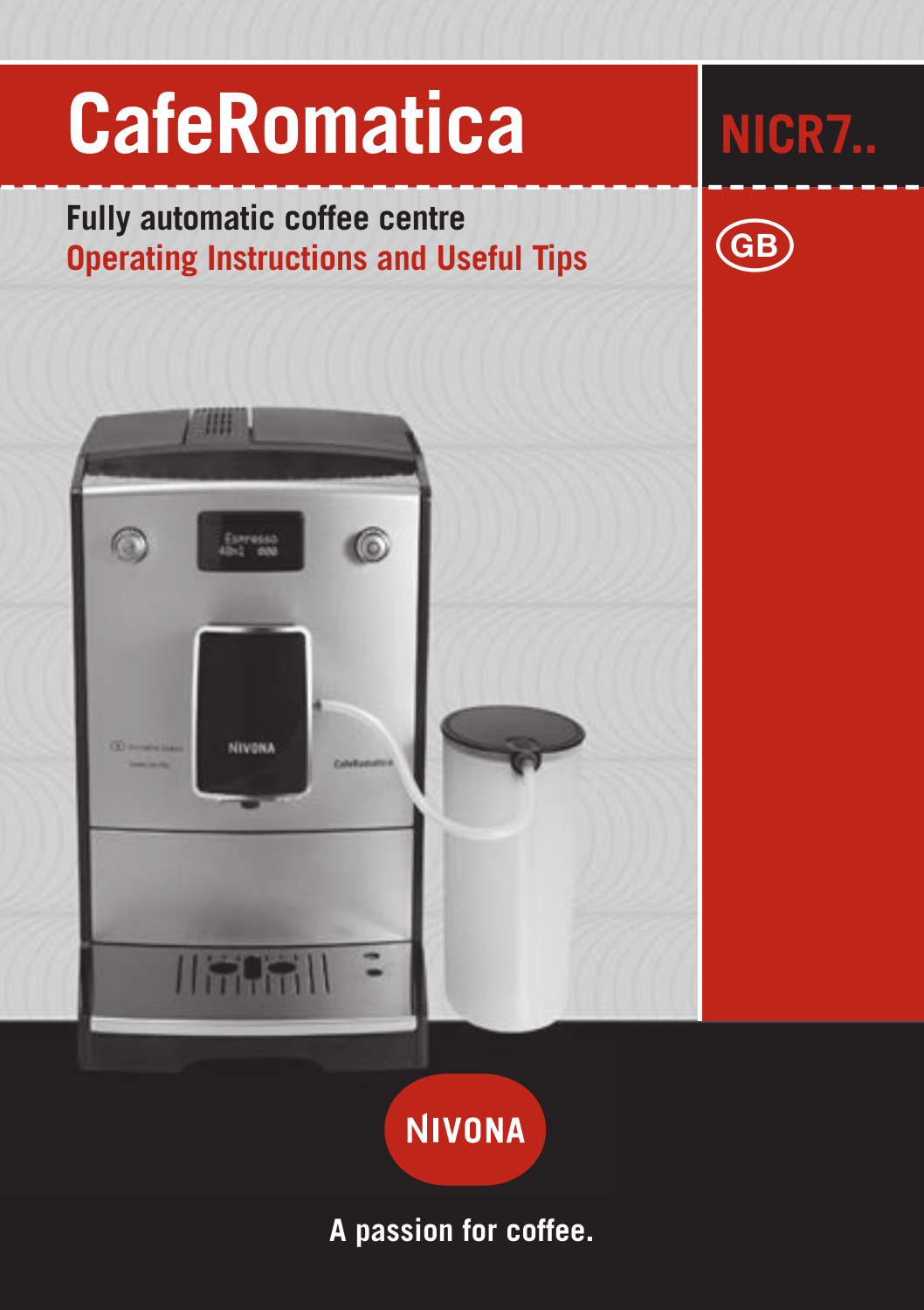# CafeRomatica

NICR7..

GB

## Fully automatic coffee centre

## Operating Instructions and Useful Tips

NIVONA

A passion for coffee.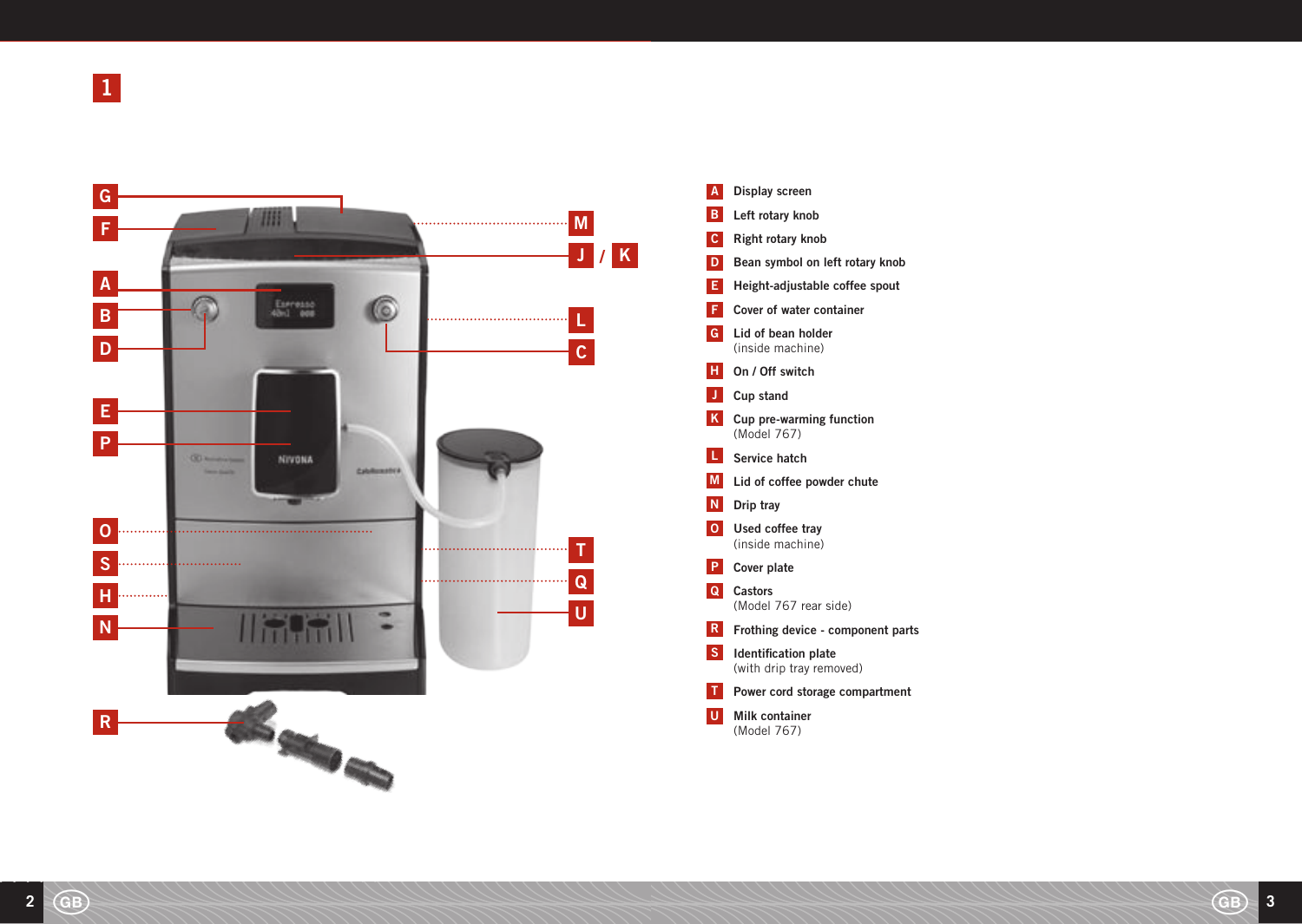1

- **A** Display screen
- **B** Left rotary knob
- **C** Right rotary knob
- **D** Bean symbol on left rotary knob
- **E** Height-adjustable coffee spout
- **F** Cover of water container
- **G** Lid of bean holder (inside machine)
- **H** On / Off switch
- **J** Cup stand
- **K** Cup pre-warming function (Model 767)
- **L** Service hatch
- **M** Lid of coffee powder chute
- **N** Drip tray
- **O** Used coffee tray (inside machine)
- **P** Cover plate
- **Q** Castors (Model 767 rear side)
- **R** Frothing device - component parts
- **S** Identification plate (with drip tray removed)
- **T** Power cord storage compartment
- **U** Milk container (Model 767)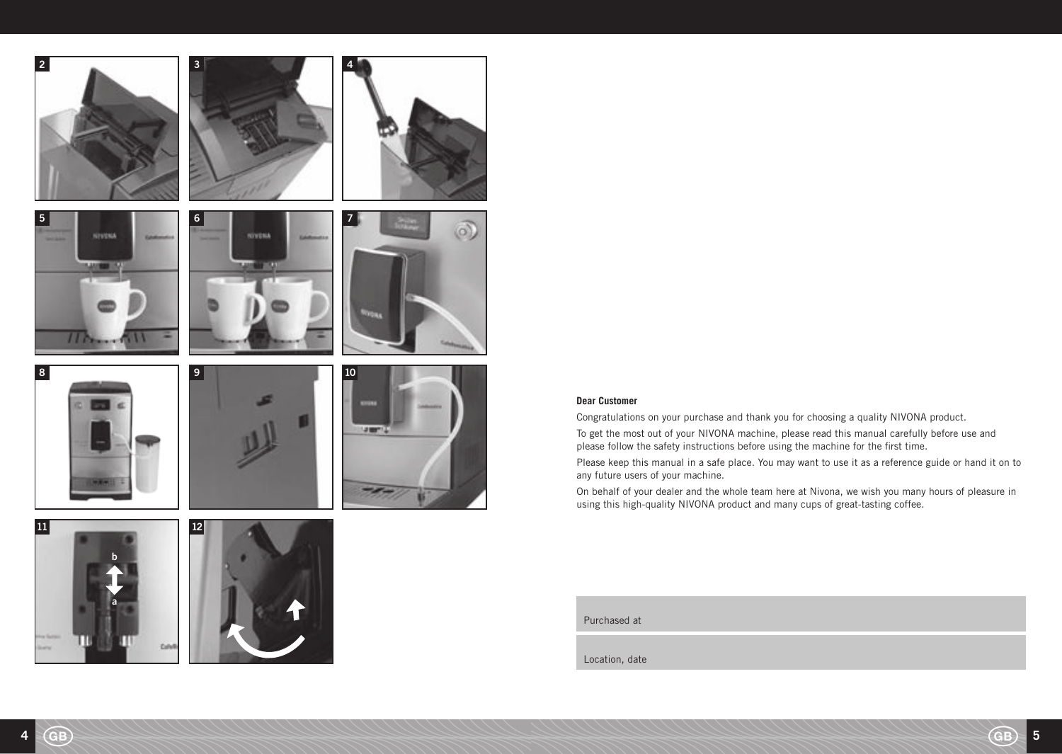**Dear Customer**

Congratulations on your purchase and thank you for choosing a quality NIVONA product.

To get the most out of your NIVONA machine, please read this manual carefully before use and please follow the safety instructions before using the machine for the first time.

Please keep this manual in a safe place. You may want to use it as a reference guide or hand it on to any future users of your machine.

On behalf of your dealer and the whole team here at Nivona, we wish you many hours of pleasure in using this high-quality NIVONA product and many cups of great-tasting coffee.

Purchased at

Location, date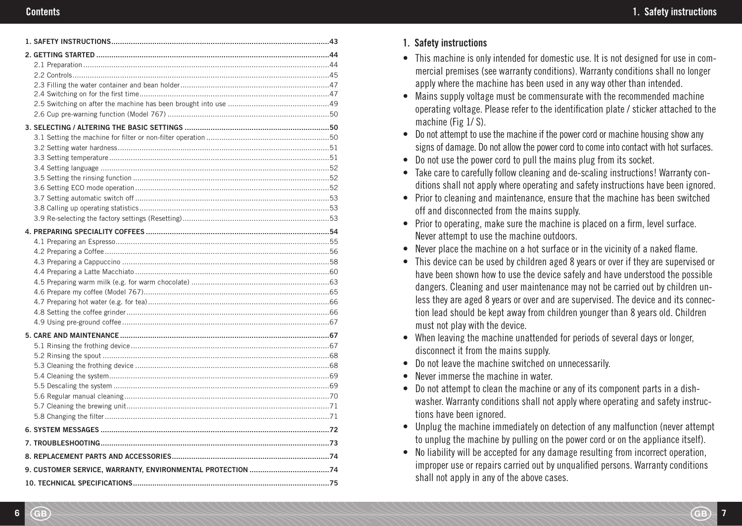# Contents

1. SAFETY INSTRUCTIONS .......... 43

2. GETTING STARTED .......... 44
   - 2.1 Preparation .......... 44
   - 2.2 Controls .......... 45
   - 2.3 Filling the water container and bean holder .......... 47
   - 2.4 Switching on for the first time .......... 47
   - 2.5 Switching on after the machine has been brought into use .......... 49
   - 2.6 Cup pre-warning function (Model 767) .......... 50

3. SELECTING / ALTERING THE BASIC SETTINGS .......... 50
   - 3.1 Setting the machine for filter or non-filter operation .......... 50
   - 3.2 Setting water hardness .......... 51
   - 3.3 Setting temperature .......... 51
   - 3.4 Setting language .......... 52
   - 3.5 Setting the rinsing function .......... 52
   - 3.6 Setting ECO mode operation .......... 52
   - 3.7 Setting automatic switch off .......... 53
   - 3.8 Calling up operating statistics .......... 53
   - 3.9 Re-selecting the factory settings (Resetting) .......... 53

4. PREPARING SPECIALITY COFFEES .......... 54
   - 4.1 Preparing an Espresso .......... 55
   - 4.2 Preparing a Coffee .......... 56
   - 4.3 Preparing a Cappuccino .......... 58
   - 4.4 Preparing a Latte Macchiato .......... 60
   - 4.5 Preparing warm milk (e.g. for warm chocolate) .......... 63
   - 4.6 Prepare my coffee (Model 767) .......... 65
   - 4.7 Preparing hot water (e.g. for tea) .......... 66
   - 4.8 Setting the coffee grinder .......... 66
   - 4.9 Using pre-ground coffee .......... 67

5. CARE AND MAINTENANCE .......... 67
   - 5.1 Rinsing the frothing device .......... 67
   - 5.2 Rinsing the spout .......... 68
   - 5.3 Cleaning the frothing device .......... 68
   - 5.4 Cleaning the system .......... 69
   - 5.5 Descaling the system .......... 69
   - 5.6 Regular manual cleaning .......... 70
   - 5.7 Cleaning the brewing unit .......... 71
   - 5.8 Changing the filter .......... 71

6. SYSTEM MESSAGES .......... 72

7. TROUBLESHOOTING .......... 73

8. REPLACEMENT PARTS AND ACCESSORIES .......... 74

9. CUSTOMER SERVICE, WARRANTY, ENVIRONMENTAL PROTECTION .......... 74

10. TECHNICAL SPECIFICATIONS .......... 75

## 1. Safety instructions

- This machine is only intended for domestic use. It is not designed for use in commercial premises (see warranty conditions). Warranty conditions shall no longer apply where the machine has been used in any way other than intended.
- Mains supply voltage must be commensurate with the recommended machine operating voltage. Please refer to the identification plate / sticker attached to the machine (Fig 1/ S).
- Do not attempt to use the machine if the power cord or machine housing show any signs of damage. Do not allow the power cord to come into contact with hot surfaces.
- Do not use the power cord to pull the mains plug from its socket.
- Take care to carefully follow cleaning and de-scaling instructions! Warranty conditions shall not apply where operating and safety instructions have been ignored.
- Prior to cleaning and maintenance, ensure that the machine has been switched off and disconnected from the mains supply.
- Prior to operating, make sure the machine is placed on a firm, level surface. Never attempt to use the machine outdoors.
- Never place the machine on a hot surface or in the vicinity of a naked flame.
- This device can be used by children aged 8 years or over if they are supervised or have been shown how to use the device safely and have understood the possible dangers. Cleaning and user maintenance may not be carried out by children unless they are aged 8 years or over and are supervised. The device and its connection lead should be kept away from children younger than 8 years old. Children must not play with the device.
- When leaving the machine unattended for periods of several days or longer, disconnect it from the mains supply.
- Do not leave the machine switched on unnecessarily.
- Never immerse the machine in water.
- Do not attempt to clean the machine or any of its component parts in a dishwasher. Warranty conditions shall not apply where operating and safety instructions have been ignored.
- Unplug the machine immediately on detection of any malfunction (never attempt to unplug the machine by pulling on the power cord or on the appliance itself).
- No liability will be accepted for any damage resulting from incorrect operation, improper use or repairs carried out by unqualified persons. Warranty conditions shall not apply in any of the above cases.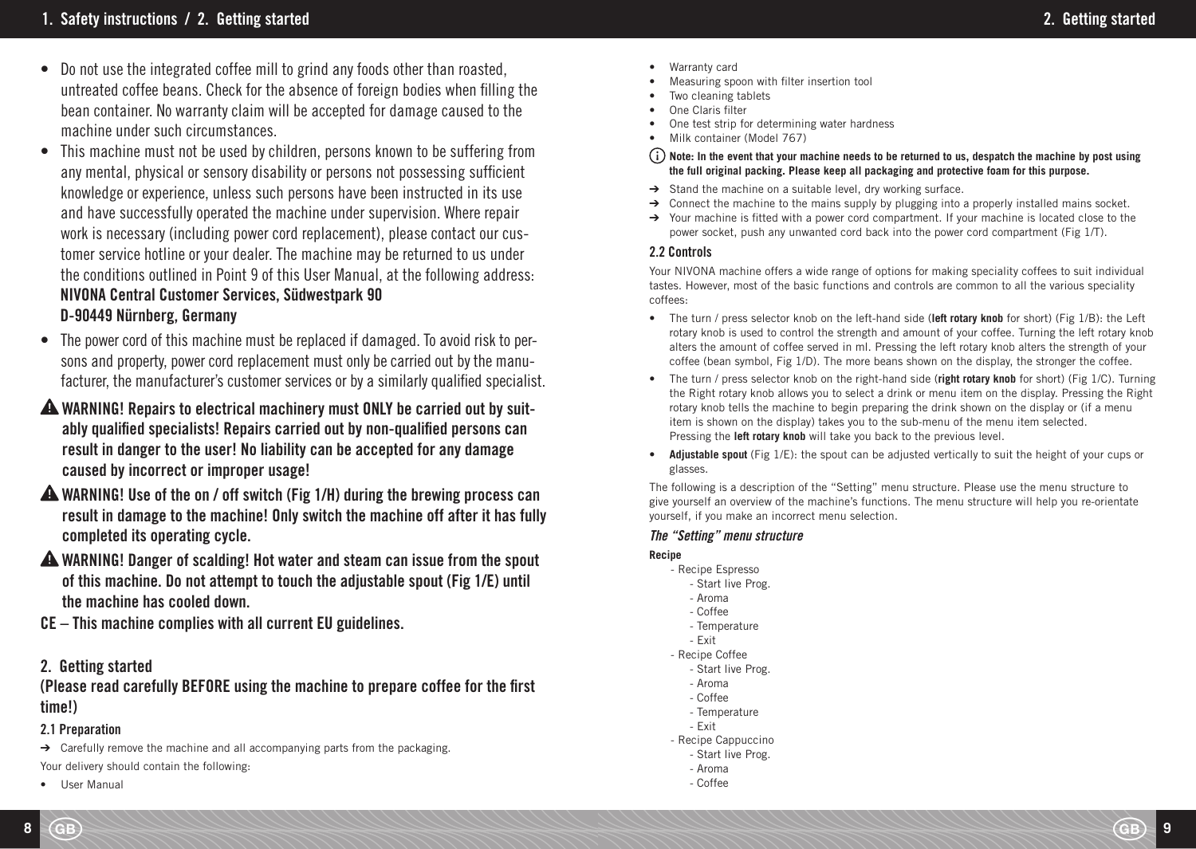- Do not use the integrated coffee mill to grind any foods other than roasted, untreated coffee beans. Check for the absence of foreign bodies when filling the bean container. No warranty claim will be accepted for damage caused to the machine under such circumstances.
- This machine must not be used by children, persons known to be suffering from any mental, physical or sensory disability or persons not possessing sufficient knowledge or experience, unless such persons have been instructed in its use and have successfully operated the machine under supervision. Where repair work is necessary (including power cord replacement), please contact our customer service hotline or your dealer. The machine may be returned to us under the conditions outlined in Point 9 of this User Manual, at the following address:
  **NIVONA Central Customer Services, Südwestpark 90**
  **D-90449 Nürnberg, Germany**
- The power cord of this machine must be replaced if damaged. To avoid risk to persons and property, power cord replacement must only be carried out by the manufacturer, the manufacturer's customer services or by a similarly qualified specialist.

⚠ **WARNING! Repairs to electrical machinery must ONLY be carried out by suitably qualified specialists! Repairs carried out by non-qualified persons can result in danger to the user! No liability can be accepted for any damage caused by incorrect or improper usage!**

⚠ **WARNING! Use of the on / off switch (Fig 1/H) during the brewing process can result in damage to the machine! Only switch the machine off after it has fully completed its operating cycle.**

⚠ **WARNING! Danger of scalding! Hot water and steam can issue from the spout of this machine. Do not attempt to touch the adjustable spout (Fig 1/E) until the machine has cooled down.**

**CE – This machine complies with all current EU guidelines.**

## 2. Getting started

**(Please read carefully BEFORE using the machine to prepare coffee for the first time!)**

### 2.1 Preparation

→ Carefully remove the machine and all accompanying parts from the packaging.

Your delivery should contain the following:

- User Manual
- Warranty card
- Measuring spoon with filter insertion tool
- Two cleaning tablets
- One Claris filter
- One test strip for determining water hardness
- Milk container (Model 767)

ⓘ **Note: In the event that your machine needs to be returned to us, despatch the machine by post using the full original packing. Please keep all packaging and protective foam for this purpose.**

→ Stand the machine on a suitable level, dry working surface.

→ Connect the machine to the mains supply by plugging into a properly installed mains socket.

→ Your machine is fitted with a power cord compartment. If your machine is located close to the power socket, push any unwanted cord back into the power cord compartment (Fig 1/T).

### 2.2 Controls

Your NIVONA machine offers a wide range of options for making speciality coffees to suit individual tastes. However, most of the basic functions and controls are common to all the various speciality coffees:

- The turn / press selector knob on the left-hand side (**left rotary knob** for short) (Fig 1/B): the Left rotary knob is used to control the strength and amount of your coffee. Turning the left rotary knob alters the amount of coffee served in ml. Pressing the left rotary knob alters the strength of your coffee (bean symbol, Fig 1/D). The more beans shown on the display, the stronger the coffee.
- The turn / press selector knob on the right-hand side (**right rotary knob** for short) (Fig 1/C). Turning the Right rotary knob allows you to select a drink or menu item on the display. Pressing the Right rotary knob tells the machine to begin preparing the drink shown on the display or (if a menu item is shown on the display) takes you to the sub-menu of the menu item selected.
  Pressing the **left rotary knob** will take you back to the previous level.
- **Adjustable spout** (Fig 1/E): the spout can be adjusted vertically to suit the height of your cups or glasses.

The following is a description of the "Setting" menu structure. Please use the menu structure to give yourself an overview of the machine's functions. The menu structure will help you re-orientate yourself, if you make an incorrect menu selection.

*The "Setting" menu structure*

**Recipe**

- Recipe Espresso
  - Start live Prog.
  - Aroma
  - Coffee
  - Temperature
  - Exit
- Recipe Coffee
  - Start live Prog.
  - Aroma
  - Coffee
  - Temperature
  - Exit
- Recipe Cappuccino
  - Start live Prog.
  - Aroma
  - Coffee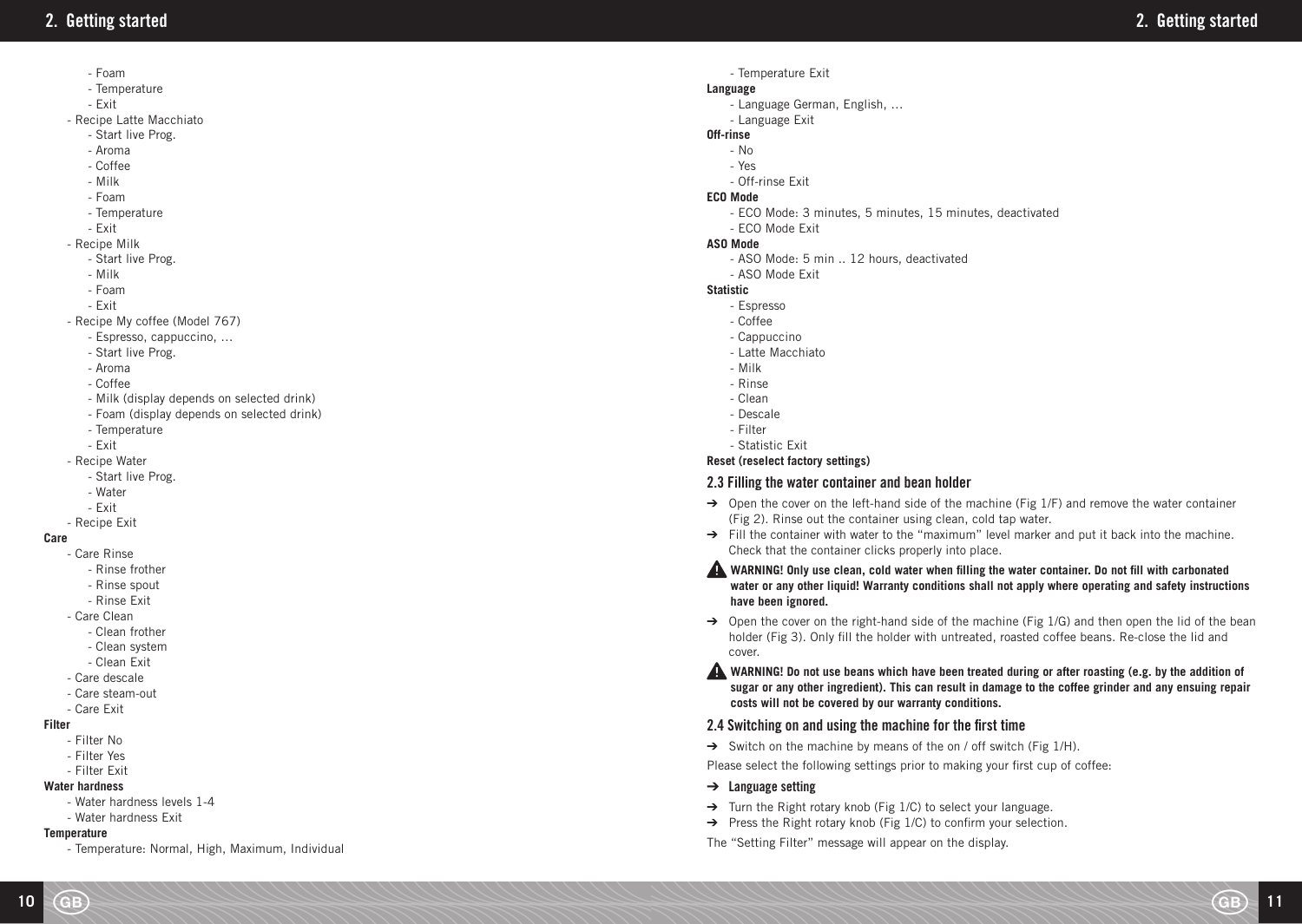- Foam
  - Temperature
  - Exit
- Recipe Latte Macchiato
  - Start live Prog.
  - Aroma
  - Coffee
  - Milk
  - Foam
  - Temperature
  - Exit
- Recipe Milk
  - Start live Prog.
  - Milk
  - Foam
  - Exit
- Recipe My coffee (Model 767)
  - Espresso, cappuccino, ...
  - Start live Prog.
  - Aroma
  - Coffee
  - Milk (display depends on selected drink)
  - Foam (display depends on selected drink)
  - Temperature
  - Exit
- Recipe Water
  - Start live Prog.
  - Water
  - Exit
- Recipe Exit

**Care**

- Care Rinse
  - Rinse frother
  - Rinse spout
  - Rinse Exit
- Care Clean
  - Clean frother
  - Clean system
  - Clean Exit
- Care descale
- Care steam-out
- Care Exit

**Filter**

- Filter No
- Filter Yes
- Filter Exit

**Water hardness**

- Water hardness levels 1-4
- Water hardness Exit

**Temperature**

- Temperature: Normal, High, Maximum, Individual
- Temperature Exit

**Language**

- Language German, English, ...
- Language Exit

**Off-rinse**

- No
- Yes
- Off-rinse Exit

**ECO Mode**

- ECO Mode: 3 minutes, 5 minutes, 15 minutes, deactivated
- ECO Mode Exit

**ASO Mode**

- ASO Mode: 5 min .. 12 hours, deactivated
- ASO Mode Exit

**Statistic**

- Espresso
- Coffee
- Cappuccino
- Latte Macchiato
- Milk
- Rinse
- Clean
- Descale
- Filter
- Statistic Exit

**Reset (reselect factory settings)**

### 2.3 Filling the water container and bean holder

➔ Open the cover on the left-hand side of the machine (Fig 1/F) and remove the water container (Fig 2). Rinse out the container using clean, cold tap water.

➔ Fill the container with water to the "maximum" level marker and put it back into the machine. Check that the container clicks properly into place.

**WARNING! Only use clean, cold water when filling the water container. Do not fill with carbonated water or any other liquid! Warranty conditions shall not apply where operating and safety instructions have been ignored.**

➔ Open the cover on the right-hand side of the machine (Fig 1/G) and then open the lid of the bean holder (Fig 3). Only fill the holder with untreated, roasted coffee beans. Re-close the lid and cover.

**WARNING! Do not use beans which have been treated during or after roasting (e.g. by the addition of sugar or any other ingredient). This can result in damage to the coffee grinder and any ensuing repair costs will not be covered by our warranty conditions.**

### 2.4 Switching on and using the machine for the first time

➔ Switch on the machine by means of the on / off switch (Fig 1/H).

Please select the following settings prior to making your first cup of coffee:

➔ **Language setting**

➔ Turn the Right rotary knob (Fig 1/C) to select your language.

➔ Press the Right rotary knob (Fig 1/C) to confirm your selection.

The "Setting Filter" message will appear on the display.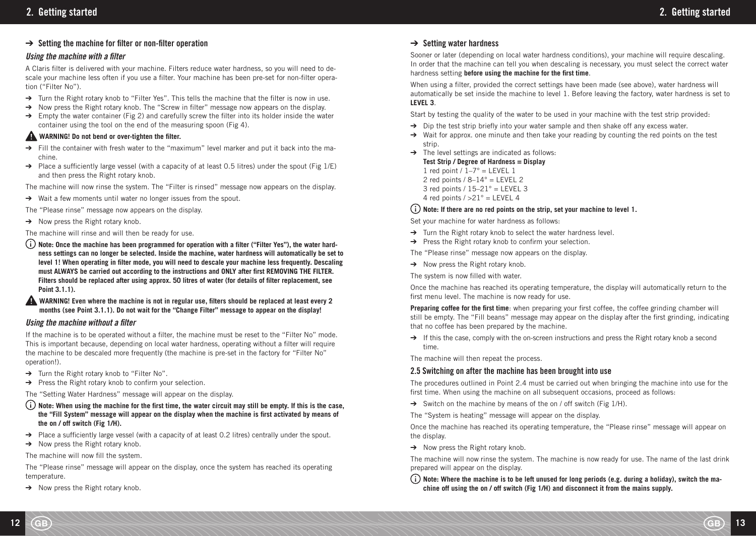### ➔ Setting the machine for filter or non-filter operation

#### *Using the machine with a filter*

A Claris filter is delivered with your machine. Filters reduce water hardness, so you will need to de-scale your machine less often if you use a filter. Your machine has been pre-set for non-filter operation ("Filter No").

- ➔ Turn the Right rotary knob to "Filter Yes". This tells the machine that the filter is now in use.
- ➔ Now press the Right rotary knob. The "Screw in filter" message now appears on the display.
- ➔ Empty the water container (Fig 2) and carefully screw the filter into its holder inside the water container using the tool on the end of the measuring spoon (Fig 4).

⚠ **WARNING! Do not bend or over-tighten the filter.**

- ➔ Fill the container with fresh water to the "maximum" level marker and put it back into the machine.
- ➔ Place a sufficiently large vessel (with a capacity of at least 0.5 litres) under the spout (Fig 1/E) and then press the Right rotary knob.

The machine will now rinse the system. The "Filter is rinsed" message now appears on the display.

- ➔ Wait a few moments until water no longer issues from the spout.

The "Please rinse" message now appears on the display.

- ➔ Now press the Right rotary knob.

The machine will rinse and will then be ready for use.

ⓘ **Note: Once the machine has been programmed for operation with a filter ("Filter Yes"), the water hardness settings can no longer be selected. Inside the machine, water hardness will automatically be set to level 1! When operating in filter mode, you will need to descale your machine less frequently. Descaling must ALWAYS be carried out according to the instructions and ONLY after first REMOVING THE FILTER. Filters should be replaced after using approx. 50 litres of water (for details of filter replacement, see Point 3.1.1).**

⚠ **WARNING! Even where the machine is not in regular use, filters should be replaced at least every 2 months (see Point 3.1.1). Do not wait for the "Change Filter" message to appear on the display!**

#### *Using the machine without a filter*

If the machine is to be operated without a filter, the machine must be reset to the "Filter No" mode. This is important because, depending on local water hardness, operating without a filter will require the machine to be descaled more frequently (the machine is pre-set in the factory for "Filter No" operation!).

- ➔ Turn the Right rotary knob to "Filter No".
- ➔ Press the Right rotary knob to confirm your selection.

The "Setting Water Hardness" message will appear on the display.

ⓘ **Note: When using the machine for the first time, the water circuit may still be empty. If this is the case, the "Fill System" message will appear on the display when the machine is first activated by means of the on / off switch (Fig 1/H).**

- ➔ Place a sufficiently large vessel (with a capacity of at least 0.2 litres) centrally under the spout.
- ➔ Now press the Right rotary knob.

The machine will now fill the system.

The "Please rinse" message will appear on the display, once the system has reached its operating temperature.

- ➔ Now press the Right rotary knob.

### ➔ Setting water hardness

Sooner or later (depending on local water hardness conditions), your machine will require descaling. In order that the machine can tell you when descaling is necessary, you must select the correct water hardness setting **before using the machine for the first time**.

When using a filter, provided the correct settings have been made (see above), water hardness will automatically be set inside the machine to level 1. Before leaving the factory, water hardness is set to **LEVEL 3**.

Start by testing the quality of the water to be used in your machine with the test strip provided:

- ➔ Dip the test strip briefly into your water sample and then shake off any excess water.
- ➔ Wait for approx. one minute and then take your reading by counting the red points on the test strip.
- ➔ The level settings are indicated as follows:
  **Test Strip / Degree of Hardness = Display**
  1 red point / 1–7° = LEVEL 1
  2 red points / 8–14° = LEVEL 2
  3 red points / 15–21° = LEVEL 3
  4 red points / >21° = LEVEL 4

ⓘ **Note: If there are no red points on the strip, set your machine to level 1.**

Set your machine for water hardness as follows:

- ➔ Turn the Right rotary knob to select the water hardness level.
- ➔ Press the Right rotary knob to confirm your selection.

The "Please rinse" message now appears on the display.

- ➔ Now press the Right rotary knob.

The system is now filled with water.

Once the machine has reached its operating temperature, the display will automatically return to the first menu level. The machine is now ready for use.

**Preparing coffee for the first time**: when preparing your first coffee, the coffee grinding chamber will still be empty. The "Fill beans" message may appear on the display after the first grinding, indicating that no coffee has been prepared by the machine.

- ➔ If this the case, comply with the on-screen instructions and press the Right rotary knob a second time.

The machine will then repeat the process.

### 2.5 Switching on after the machine has been brought into use

The procedures outlined in Point 2.4 must be carried out when bringing the machine into use for the first time. When using the machine on all subsequent occasions, proceed as follows:

- ➔ Switch on the machine by means of the on / off switch (Fig 1/H).

The "System is heating" message will appear on the display.

Once the machine has reached its operating temperature, the "Please rinse" message will appear on the display.

- ➔ Now press the Right rotary knob.

The machine will now rinse the system. The machine is now ready for use. The name of the last drink prepared will appear on the display.

ⓘ **Note: Where the machine is to be left unused for long periods (e.g. during a holiday), switch the machine off using the on / off switch (Fig 1/H) and disconnect it from the mains supply.**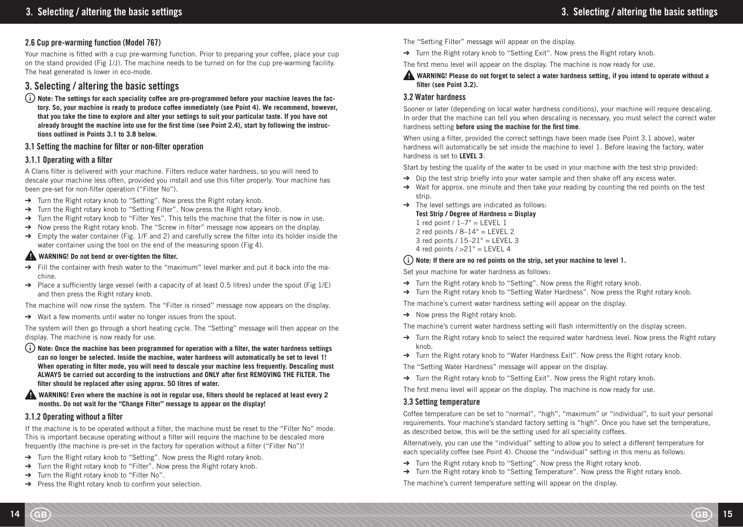### 2.6 Cup pre-warming function (Model 767)

Your machine is fitted with a cup pre-warming function. Prior to preparing your coffee, place your cup on the stand provided (Fig 1/J). The machine needs to be turned on for the cup pre-warming facility. The heat generated is lower in eco-mode.

## 3. Selecting / altering the basic settings

**Note: The settings for each speciality coffee are pre-programmed before your machine leaves the factory. So, your machine is ready to produce coffee immediately (see Point 4). We recommend, however, that you take the time to explore and alter your settings to suit your particular taste. If you have not already brought the machine into use for the first time (see Point 2.4), start by following the instructions outlined in Points 3.1 to 3.8 below.**

### 3.1 Setting the machine for filter or non-filter operation

#### 3.1.1 Operating with a filter

A Claris filter is delivered with your machine. Filters reduce water hardness, so you will need to descale your machine less often, provided you install and use this filter properly. Your machine has been pre-set for non-filter operation ("Filter No").

- ➔ Turn the Right rotary knob to "Setting". Now press the Right rotary knob.
- ➔ Turn the Right rotary knob to "Setting Filter". Now press the Right rotary knob.
- ➔ Turn the Right rotary knob to "Filter Yes". This tells the machine that the filter is now in use.
- ➔ Now press the Right rotary knob. The "Screw in filter" message now appears on the display.
- ➔ Empty the water container (Fig. 1/F and 2) and carefully screw the filter into its holder inside the water container using the tool on the end of the measuring spoon (Fig 4).

**WARNING! Do not bend or over-tighten the filter.**

- ➔ Fill the container with fresh water to the "maximum" level marker and put it back into the machine.
- ➔ Place a sufficiently large vessel (with a capacity of at least 0.5 litres) under the spout (Fig 1/E) and then press the Right rotary knob.

The machine will now rinse the system. The "Filter is rinsed" message now appears on the display.

- ➔ Wait a few moments until water no longer issues from the spout.

The system will then go through a short heating cycle. The "Setting" message will then appear on the display. The machine is now ready for use.

**Note: Once the machine has been programmed for operation with a filter, the water hardness settings can no longer be selected. Inside the machine, water hardness will automatically be set to level 1! When operating in filter mode, you will need to descale your machine less frequently. Descaling must ALWAYS be carried out according to the instructions and ONLY after first REMOVING THE FILTER. The filter should be replaced after using approx. 50 litres of water.**

**WARNING! Even where the machine is not in regular use, filters should be replaced at least every 2 months. Do not wait for the "Change Filter" message to appear on the display!**

#### 3.1.2 Operating without a filter

If the machine is to be operated without a filter, the machine must be reset to the "Filter No" mode. This is important because operating without a filter will require the machine to be descaled more frequently (the machine is pre-set in the factory for operation without a filter ("Filter No"))!

- ➔ Turn the Right rotary knob to "Setting". Now press the Right rotary knob.
- ➔ Turn the Right rotary knob to "Filter". Now press the Right rotary knob.
- ➔ Turn the Right rotary knob to "Filter No".
- ➔ Press the Right rotary knob to confirm your selection.

The "Setting Filter" message will appear on the display.

- ➔ Turn the Right rotary knob to "Setting Exit". Now press the Right rotary knob.

The first menu level will appear on the display. The machine is now ready for use.

**WARNING! Please do not forget to select a water hardness setting, if you intend to operate without a filter (see Point 3.2).**

### 3.2 Water hardness

Sooner or later (depending on local water hardness conditions), your machine will require descaling. In order that the machine can tell you when descaling is necessary, you must select the correct water hardness setting **before using the machine for the first time**.

When using a filter, provided the correct settings have been made (see Point 3.1 above), water hardness will automatically be set inside the machine to level 1. Before leaving the factory, water hardness is set to **LEVEL 3**.

Start by testing the quality of the water to be used in your machine with the test strip provided:

- ➔ Dip the test strip briefly into your water sample and then shake off any excess water.
- ➔ Wait for approx. one minute and then take your reading by counting the red points on the test strip.
- ➔ The level settings are indicated as follows:
  **Test Strip / Degree of Hardness = Display**
  1 red point / 1–7° = LEVEL 1
  2 red points / 8–14° = LEVEL 2
  3 red points / 15–21° = LEVEL 3
  4 red points / >21° = LEVEL 4

**Note: If there are no red points on the strip, set your machine to level 1.**

Set your machine for water hardness as follows:

- ➔ Turn the Right rotary knob to "Setting". Now press the Right rotary knob.
- ➔ Turn the Right rotary knob to "Setting Water Hardness". Now press the Right rotary knob.

The machine's current water hardness setting will appear on the display.

- ➔ Now press the Right rotary knob.

The machine's current water hardness setting will flash intermittently on the display screen.

- ➔ Turn the Right rotary knob to select the required water hardness level. Now press the Right rotary knob.
- ➔ Turn the Right rotary knob to "Water Hardness Exit". Now press the Right rotary knob.

The "Setting Water Hardness" message will appear on the display.

- ➔ Turn the Right rotary knob to "Setting Exit". Now press the Right rotary knob.

The first menu level will appear on the display. The machine is now ready for use.

### 3.3 Setting temperature

Coffee temperature can be set to "normal", "high", "maximum" or "individual", to suit your personal requirements. Your machine's standard factory setting is "high". Once you have set the temperature, as described below, this will be the setting used for all speciality coffees.

Alternatively, you can use the "individual" setting to allow you to select a different temperature for each speciality coffee (see Point 4). Choose the "individual" setting in this menu as follows:

- ➔ Turn the Right rotary knob to "Setting". Now press the Right rotary knob.
- ➔ Turn the Right rotary knob to "Setting Temperature". Now press the Right rotary knob.

The machine's current temperature setting will appear on the display.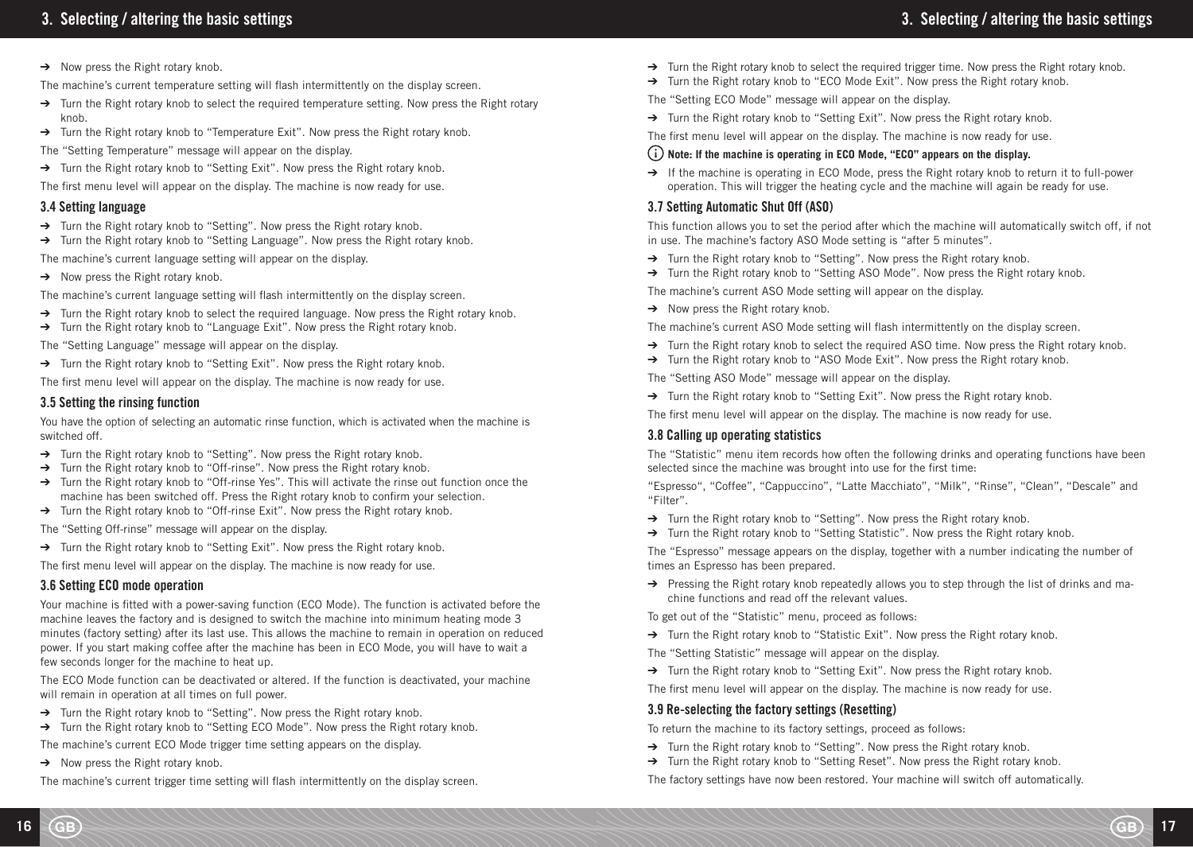➔ Now press the Right rotary knob.

The machine's current temperature setting will flash intermittently on the display screen.

➔ Turn the Right rotary knob to select the required temperature setting. Now press the Right rotary knob.
➔ Turn the Right rotary knob to "Temperature Exit". Now press the Right rotary knob.

The "Setting Temperature" message will appear on the display.

➔ Turn the Right rotary knob to "Setting Exit". Now press the Right rotary knob.

The first menu level will appear on the display. The machine is now ready for use.

### 3.4 Setting language

➔ Turn the Right rotary knob to "Setting". Now press the Right rotary knob.
➔ Turn the Right rotary knob to "Setting Language". Now press the Right rotary knob.

The machine's current language setting will appear on the display.

➔ Now press the Right rotary knob.

The machine's current language setting will flash intermittently on the display screen.

➔ Turn the Right rotary knob to select the required language. Now press the Right rotary knob.
➔ Turn the Right rotary knob to "Language Exit". Now press the Right rotary knob.

The "Setting Language" message will appear on the display.

➔ Turn the Right rotary knob to "Setting Exit". Now press the Right rotary knob.

The first menu level will appear on the display. The machine is now ready for use.

### 3.5 Setting the rinsing function

You have the option of selecting an automatic rinse function, which is activated when the machine is switched off.

➔ Turn the Right rotary knob to "Setting". Now press the Right rotary knob.
➔ Turn the Right rotary knob to "Off-rinse". Now press the Right rotary knob.
➔ Turn the Right rotary knob to "Off-rinse Yes". This will activate the rinse out function once the machine has been switched off. Press the Right rotary knob to confirm your selection.
➔ Turn the Right rotary knob to "Off-rinse Exit". Now press the Right rotary knob.

The "Setting Off-rinse" message will appear on the display.

➔ Turn the Right rotary knob to "Setting Exit". Now press the Right rotary knob.

The first menu level will appear on the display. The machine is now ready for use.

### 3.6 Setting ECO mode operation

Your machine is fitted with a power-saving function (ECO Mode). The function is activated before the machine leaves the factory and is designed to switch the machine into minimum heating mode 3 minutes (factory setting) after its last use. This allows the machine to remain in operation on reduced power. If you start making coffee after the machine has been in ECO Mode, you will have to wait a few seconds longer for the machine to heat up.

The ECO Mode function can be deactivated or altered. If the function is deactivated, your machine will remain in operation at all times on full power.

➔ Turn the Right rotary knob to "Setting". Now press the Right rotary knob.
➔ Turn the Right rotary knob to "Setting ECO Mode". Now press the Right rotary knob.

The machine's current ECO Mode trigger time setting appears on the display.

➔ Now press the Right rotary knob.

The machine's current trigger time setting will flash intermittently on the display screen.

➔ Turn the Right rotary knob to select the required trigger time. Now press the Right rotary knob.
➔ Turn the Right rotary knob to "ECO Mode Exit". Now press the Right rotary knob.

The "Setting ECO Mode" message will appear on the display.

➔ Turn the Right rotary knob to "Setting Exit". Now press the Right rotary knob.

The first menu level will appear on the display. The machine is now ready for use.

ⓘ **Note: If the machine is operating in ECO Mode, "ECO" appears on the display.**

➔ If the machine is operating in ECO Mode, press the Right rotary knob to return it to full-power operation. This will trigger the heating cycle and the machine will again be ready for use.

### 3.7 Setting Automatic Shut Off (ASO)

This function allows you to set the period after which the machine will automatically switch off, if not in use. The machine's factory ASO Mode setting is "after 5 minutes".

➔ Turn the Right rotary knob to "Setting". Now press the Right rotary knob.
➔ Turn the Right rotary knob to "Setting ASO Mode". Now press the Right rotary knob.

The machine's current ASO Mode setting will appear on the display.

➔ Now press the Right rotary knob.

The machine's current ASO Mode setting will flash intermittently on the display screen.

➔ Turn the Right rotary knob to select the required ASO time. Now press the Right rotary knob.
➔ Turn the Right rotary knob to "ASO Mode Exit". Now press the Right rotary knob.

The "Setting ASO Mode" message will appear on the display.

➔ Turn the Right rotary knob to "Setting Exit". Now press the Right rotary knob.

The first menu level will appear on the display. The machine is now ready for use.

### 3.8 Calling up operating statistics

The "Statistic" menu item records how often the following drinks and operating functions have been selected since the machine was brought into use for the first time:

"Espresso", "Coffee", "Cappuccino", "Latte Macchiato", "Milk", "Rinse", "Clean", "Descale" and "Filter".

➔ Turn the Right rotary knob to "Setting". Now press the Right rotary knob.
➔ Turn the Right rotary knob to "Setting Statistic". Now press the Right rotary knob.

The "Espresso" message appears on the display, together with a number indicating the number of times an Espresso has been prepared.

➔ Pressing the Right rotary knob repeatedly allows you to step through the list of drinks and machine functions and read off the relevant values.

To get out of the "Statistic" menu, proceed as follows:

➔ Turn the Right rotary knob to "Statistic Exit". Now press the Right rotary knob.

The "Setting Statistic" message will appear on the display.

➔ Turn the Right rotary knob to "Setting Exit". Now press the Right rotary knob.

The first menu level will appear on the display. The machine is now ready for use.

### 3.9 Re-selecting the factory settings (Resetting)

To return the machine to its factory settings, proceed as follows:

➔ Turn the Right rotary knob to "Setting". Now press the Right rotary knob.
➔ Turn the Right rotary knob to "Setting Reset". Now press the Right rotary knob.

The factory settings have now been restored. Your machine will switch off automatically.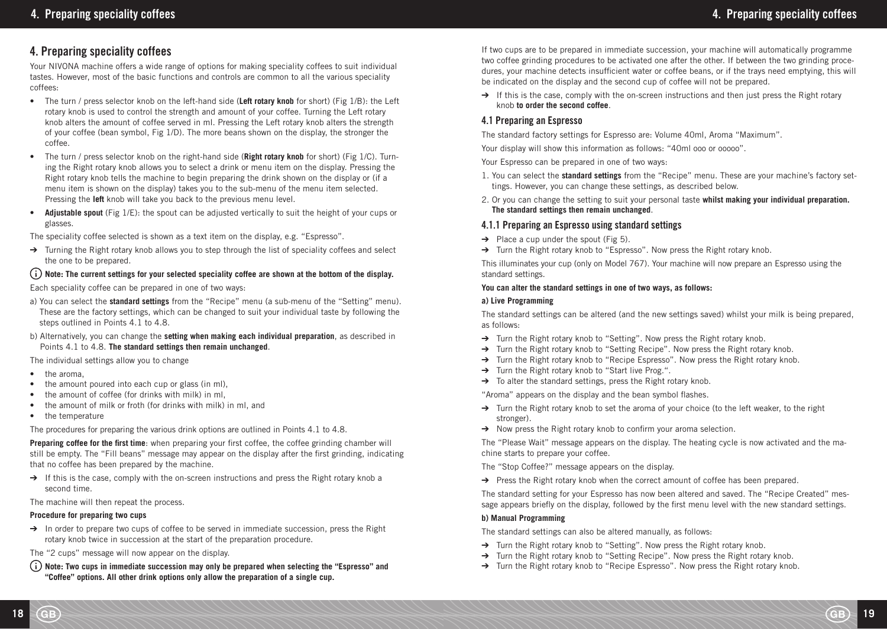# 4. Preparing speciality coffees

Your NIVONA machine offers a wide range of options for making speciality coffees to suit individual tastes. However, most of the basic functions and controls are common to all the various speciality coffees:

- The turn / press selector knob on the left-hand side (**Left rotary knob** for short) (Fig 1/B): the Left rotary knob is used to control the strength and amount of your coffee. Turning the Left rotary knob alters the amount of coffee served in ml. Pressing the Left rotary knob alters the strength of your coffee (bean symbol, Fig 1/D). The more beans shown on the display, the stronger the coffee.
- The turn / press selector knob on the right-hand side (**Right rotary knob** for short) (Fig 1/C). Turning the Right rotary knob allows you to select a drink or menu item on the display. Pressing the Right rotary knob tells the machine to begin preparing the drink shown on the display or (if a menu item is shown on the display) takes you to the sub-menu of the menu item selected. Pressing the **left** knob will take you back to the previous menu level.
- **Adjustable spout** (Fig 1/E): the spout can be adjusted vertically to suit the height of your cups or glasses.

The speciality coffee selected is shown as a text item on the display, e.g. "Espresso".

➔ Turning the Right rotary knob allows you to step through the list of speciality coffees and select the one to be prepared.

ⓘ **Note: The current settings for your selected speciality coffee are shown at the bottom of the display.**

Each speciality coffee can be prepared in one of two ways:

a) You can select the **standard settings** from the "Recipe" menu (a sub-menu of the "Setting" menu). These are the factory settings, which can be changed to suit your individual taste by following the steps outlined in Points 4.1 to 4.8.

b) Alternatively, you can change the **setting when making each individual preparation**, as described in Points 4.1 to 4.8. **The standard settings then remain unchanged**.

The individual settings allow you to change

- the aroma,
- the amount poured into each cup or glass (in ml),
- the amount of coffee (for drinks with milk) in ml,
- the amount of milk or froth (for drinks with milk) in ml, and
- the temperature

The procedures for preparing the various drink options are outlined in Points 4.1 to 4.8.

**Preparing coffee for the first time**: when preparing your first coffee, the coffee grinding chamber will still be empty. The "Fill beans" message may appear on the display after the first grinding, indicating that no coffee has been prepared by the machine.

➔ If this is the case, comply with the on-screen instructions and press the Right rotary knob a second time.

The machine will then repeat the process.

**Procedure for preparing two cups**

➔ In order to prepare two cups of coffee to be served in immediate succession, press the Right rotary knob twice in succession at the start of the preparation procedure.

The "2 cups" message will now appear on the display.

ⓘ **Note: Two cups in immediate succession may only be prepared when selecting the "Espresso" and "Coffee" options. All other drink options only allow the preparation of a single cup.**

If two cups are to be prepared in immediate succession, your machine will automatically programme two coffee grinding procedures to be activated one after the other. If between the two grinding procedures, your machine detects insufficient water or coffee beans, or if the trays need emptying, this will be indicated on the display and the second cup of coffee will not be prepared.

➔ If this is the case, comply with the on-screen instructions and then just press the Right rotary knob **to order the second coffee**.

## 4.1 Preparing an Espresso

The standard factory settings for Espresso are: Volume 40ml, Aroma "Maximum".

Your display will show this information as follows: "40ml ooo or ooooo".

Your Espresso can be prepared in one of two ways:

1. You can select the **standard settings** from the "Recipe" menu. These are your machine's factory settings. However, you can change these settings, as described below.
2. Or you can change the setting to suit your personal taste **whilst making your individual preparation. The standard settings then remain unchanged**.

### 4.1.1 Preparing an Espresso using standard settings

➔ Place a cup under the spout (Fig 5).
➔ Turn the Right rotary knob to "Espresso". Now press the Right rotary knob.

This illuminates your cup (only on Model 767). Your machine will now prepare an Espresso using the standard settings.

**You can alter the standard settings in one of two ways, as follows:**

**a) Live Programming**

The standard settings can be altered (and the new settings saved) whilst your milk is being prepared, as follows:

➔ Turn the Right rotary knob to "Setting". Now press the Right rotary knob.
➔ Turn the Right rotary knob to "Setting Recipe". Now press the Right rotary knob.
➔ Turn the Right rotary knob to "Recipe Espresso". Now press the Right rotary knob.
➔ Turn the Right rotary knob to "Start live Prog.".
➔ To alter the standard settings, press the Right rotary knob.

"Aroma" appears on the display and the bean symbol flashes.

➔ Turn the Right rotary knob to set the aroma of your choice (to the left weaker, to the right stronger).
➔ Now press the Right rotary knob to confirm your aroma selection.

The "Please Wait" message appears on the display. The heating cycle is now activated and the machine starts to prepare your coffee.

The "Stop Coffee?" message appears on the display.

➔ Press the Right rotary knob when the correct amount of coffee has been prepared.

The standard setting for your Espresso has now been altered and saved. The "Recipe Created" message appears briefly on the display, followed by the first menu level with the new standard settings.

**b) Manual Programming**

The standard settings can also be altered manually, as follows:

➔ Turn the Right rotary knob to "Setting". Now press the Right rotary knob.
➔ Turn the Right rotary knob to "Setting Recipe". Now press the Right rotary knob.
➔ Turn the Right rotary knob to "Recipe Espresso". Now press the Right rotary knob.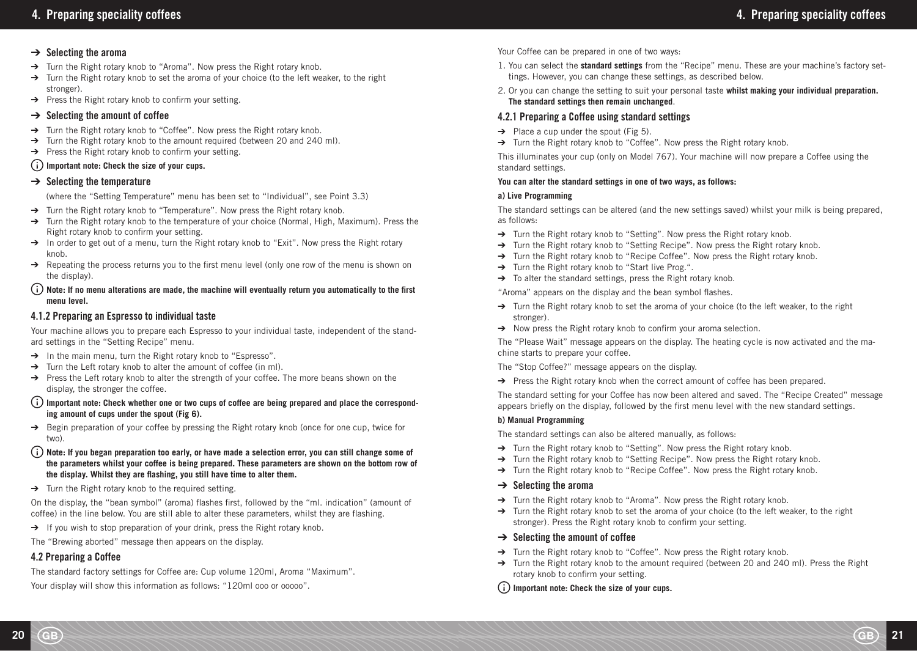→ **Selecting the aroma**

→ Turn the Right rotary knob to "Aroma". Now press the Right rotary knob.

→ Turn the Right rotary knob to set the aroma of your choice (to the left weaker, to the right stronger).

→ Press the Right rotary knob to confirm your setting.

→ **Selecting the amount of coffee**

→ Turn the Right rotary knob to "Coffee". Now press the Right rotary knob.

→ Turn the Right rotary knob to the amount required (between 20 and 240 ml).

→ Press the Right rotary knob to confirm your setting.

ⓘ **Important note: Check the size of your cups.**

→ **Selecting the temperature**

(where the "Setting Temperature" menu has been set to "Individual", see Point 3.3)

→ Turn the Right rotary knob to "Temperature". Now press the Right rotary knob.

→ Turn the Right rotary knob to the temperature of your choice (Normal, High, Maximum). Press the Right rotary knob to confirm your setting.

→ In order to get out of a menu, turn the Right rotary knob to "Exit". Now press the Right rotary knob.

→ Repeating the process returns you to the first menu level (only one row of the menu is shown on the display).

ⓘ **Note: If no menu alterations are made, the machine will eventually return you automatically to the first menu level.**

### 4.1.2 Preparing an Espresso to individual taste

Your machine allows you to prepare each Espresso to your individual taste, independent of the standard settings in the "Setting Recipe" menu.

→ In the main menu, turn the Right rotary knob to "Espresso".

→ Turn the Left rotary knob to alter the amount of coffee (in ml).

→ Press the Left rotary knob to alter the strength of your coffee. The more beans shown on the display, the stronger the coffee.

ⓘ **Important note: Check whether one or two cups of coffee are being prepared and place the corresponding amount of cups under the spout (Fig 6).**

→ Begin preparation of your coffee by pressing the Right rotary knob (once for one cup, twice for two).

ⓘ **Note: If you began preparation too early, or have made a selection error, you can still change some of the parameters whilst your coffee is being prepared. These parameters are shown on the bottom row of the display. Whilst they are flashing, you still have time to alter them.**

→ Turn the Right rotary knob to the required setting.

On the display, the "bean symbol" (aroma) flashes first, followed by the "ml. indication" (amount of coffee) in the line below. You are still able to alter these parameters, whilst they are flashing.

→ If you wish to stop preparation of your drink, press the Right rotary knob.

The "Brewing aborted" message then appears on the display.

### 4.2 Preparing a Coffee

The standard factory settings for Coffee are: Cup volume 120ml, Aroma "Maximum".

Your display will show this information as follows: "120ml ooo or ooooo".

Your Coffee can be prepared in one of two ways:

1. You can select the **standard settings** from the "Recipe" menu. These are your machine's factory settings. However, you can change these settings, as described below.
2. Or you can change the setting to suit your personal taste **whilst making your individual preparation. The standard settings then remain unchanged**.

### 4.2.1 Preparing a Coffee using standard settings

→ Place a cup under the spout (Fig 5).

→ Turn the Right rotary knob to "Coffee". Now press the Right rotary knob.

This illuminates your cup (only on Model 767). Your machine will now prepare a Coffee using the standard settings.

**You can alter the standard settings in one of two ways, as follows:**

**a) Live Programming**

The standard settings can be altered (and the new settings saved) whilst your milk is being prepared, as follows:

→ Turn the Right rotary knob to "Setting". Now press the Right rotary knob.

→ Turn the Right rotary knob to "Setting Recipe". Now press the Right rotary knob.

→ Turn the Right rotary knob to "Recipe Coffee". Now press the Right rotary knob.

→ Turn the Right rotary knob to "Start live Prog.".

→ To alter the standard settings, press the Right rotary knob.

"Aroma" appears on the display and the bean symbol flashes.

→ Turn the Right rotary knob to set the aroma of your choice (to the left weaker, to the right stronger).

→ Now press the Right rotary knob to confirm your aroma selection.

The "Please Wait" message appears on the display. The heating cycle is now activated and the machine starts to prepare your coffee.

The "Stop Coffee?" message appears on the display.

→ Press the Right rotary knob when the correct amount of coffee has been prepared.

The standard setting for your Coffee has now been altered and saved. The "Recipe Created" message appears briefly on the display, followed by the first menu level with the new standard settings.

**b) Manual Programming**

The standard settings can also be altered manually, as follows:

→ Turn the Right rotary knob to "Setting". Now press the Right rotary knob.

→ Turn the Right rotary knob to "Setting Recipe". Now press the Right rotary knob.

→ Turn the Right rotary knob to "Recipe Coffee". Now press the Right rotary knob.

→ **Selecting the aroma**

→ Turn the Right rotary knob to "Aroma". Now press the Right rotary knob.

→ Turn the Right rotary knob to set the aroma of your choice (to the left weaker, to the right stronger). Press the Right rotary knob to confirm your setting.

→ **Selecting the amount of coffee**

→ Turn the Right rotary knob to "Coffee". Now press the Right rotary knob.

→ Turn the Right rotary knob to the amount required (between 20 and 240 ml). Press the Right rotary knob to confirm your setting.

ⓘ **Important note: Check the size of your cups.**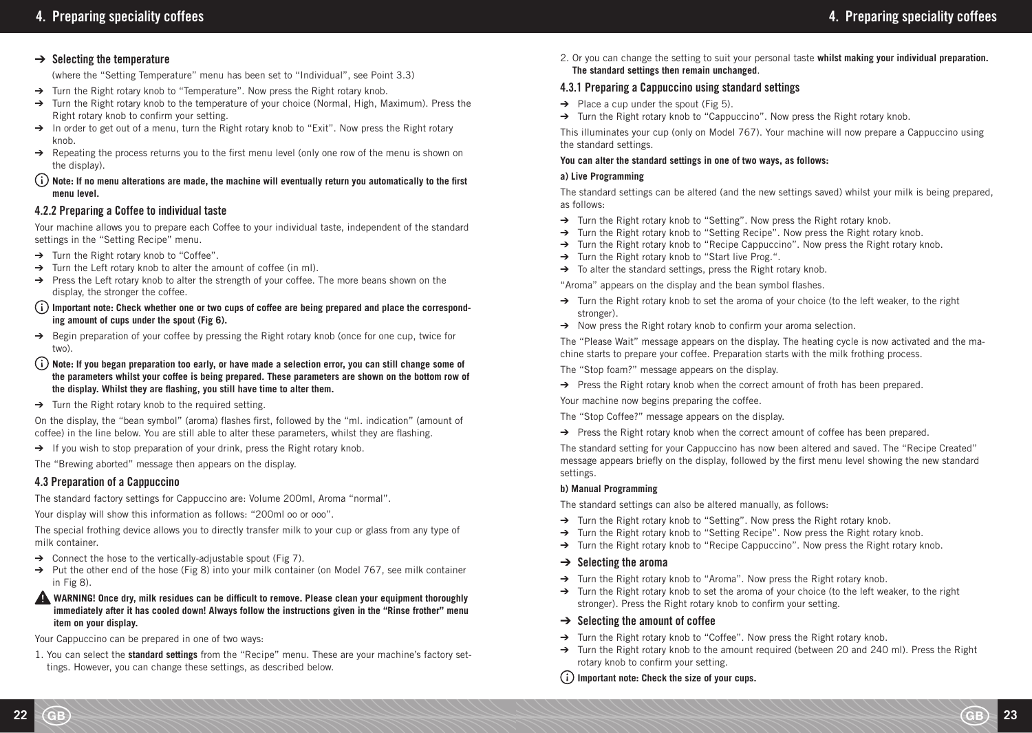### ➔ Selecting the temperature

(where the "Setting Temperature" menu has been set to "Individual", see Point 3.3)

- ➔ Turn the Right rotary knob to "Temperature". Now press the Right rotary knob.
- ➔ Turn the Right rotary knob to the temperature of your choice (Normal, High, Maximum). Press the Right rotary knob to confirm your setting.
- ➔ In order to get out of a menu, turn the Right rotary knob to "Exit". Now press the Right rotary knob.
- ➔ Repeating the process returns you to the first menu level (only one row of the menu is shown on the display).

ⓘ **Note: If no menu alterations are made, the machine will eventually return you automatically to the first menu level.**

### 4.2.2 Preparing a Coffee to individual taste

Your machine allows you to prepare each Coffee to your individual taste, independent of the standard settings in the "Setting Recipe" menu.

- ➔ Turn the Right rotary knob to "Coffee".
- ➔ Turn the Left rotary knob to alter the amount of coffee (in ml).
- ➔ Press the Left rotary knob to alter the strength of your coffee. The more beans shown on the display, the stronger the coffee.

ⓘ **Important note: Check whether one or two cups of coffee are being prepared and place the corresponding amount of cups under the spout (Fig 6).**

- ➔ Begin preparation of your coffee by pressing the Right rotary knob (once for one cup, twice for two).

ⓘ **Note: If you began preparation too early, or have made a selection error, you can still change some of the parameters whilst your coffee is being prepared. These parameters are shown on the bottom row of the display. Whilst they are flashing, you still have time to alter them.**

- ➔ Turn the Right rotary knob to the required setting.

On the display, the "bean symbol" (aroma) flashes first, followed by the "ml. indication" (amount of coffee) in the line below. You are still able to alter these parameters, whilst they are flashing.

- ➔ If you wish to stop preparation of your drink, press the Right rotary knob.

The "Brewing aborted" message then appears on the display.

### 4.3 Preparation of a Cappuccino

The standard factory settings for Cappuccino are: Volume 200ml, Aroma "normal".

Your display will show this information as follows: "200ml oo or ooo".

The special frothing device allows you to directly transfer milk to your cup or glass from any type of milk container.

- ➔ Connect the hose to the vertically-adjustable spout (Fig 7).
- ➔ Put the other end of the hose (Fig 8) into your milk container (on Model 767, see milk container in Fig 8).

⚠ **WARNING! Once dry, milk residues can be difficult to remove. Please clean your equipment thoroughly immediately after it has cooled down! Always follow the instructions given in the "Rinse frother" menu item on your display.**

Your Cappuccino can be prepared in one of two ways:

1. You can select the **standard settings** from the "Recipe" menu. These are your machine's factory settings. However, you can change these settings, as described below.
2. Or you can change the setting to suit your personal taste **whilst making your individual preparation. The standard settings then remain unchanged**.

### 4.3.1 Preparing a Cappuccino using standard settings

- ➔ Place a cup under the spout (Fig 5).
- ➔ Turn the Right rotary knob to "Cappuccino". Now press the Right rotary knob.

This illuminates your cup (only on Model 767). Your machine will now prepare a Cappuccino using the standard settings.

**You can alter the standard settings in one of two ways, as follows:**

**a) Live Programming**

The standard settings can be altered (and the new settings saved) whilst your milk is being prepared, as follows:

- ➔ Turn the Right rotary knob to "Setting". Now press the Right rotary knob.
- ➔ Turn the Right rotary knob to "Setting Recipe". Now press the Right rotary knob.
- ➔ Turn the Right rotary knob to "Recipe Cappuccino". Now press the Right rotary knob.
- ➔ Turn the Right rotary knob to "Start live Prog.".
- ➔ To alter the standard settings, press the Right rotary knob.

"Aroma" appears on the display and the bean symbol flashes.

- ➔ Turn the Right rotary knob to set the aroma of your choice (to the left weaker, to the right stronger).
- ➔ Now press the Right rotary knob to confirm your aroma selection.

The "Please Wait" message appears on the display. The heating cycle is now activated and the machine starts to prepare your coffee. Preparation starts with the milk frothing process.

The "Stop foam?" message appears on the display.

- ➔ Press the Right rotary knob when the correct amount of froth has been prepared.

Your machine now begins preparing the coffee.

The "Stop Coffee?" message appears on the display.

- ➔ Press the Right rotary knob when the correct amount of coffee has been prepared.

The standard setting for your Cappuccino has now been altered and saved. The "Recipe Created" message appears briefly on the display, followed by the first menu level showing the new standard settings.

**b) Manual Programming**

The standard settings can also be altered manually, as follows:

- ➔ Turn the Right rotary knob to "Setting". Now press the Right rotary knob.
- ➔ Turn the Right rotary knob to "Setting Recipe". Now press the Right rotary knob.
- ➔ Turn the Right rotary knob to "Recipe Cappuccino". Now press the Right rotary knob.

### ➔ Selecting the aroma

- ➔ Turn the Right rotary knob to "Aroma". Now press the Right rotary knob.
- ➔ Turn the Right rotary knob to set the aroma of your choice (to the left weaker, to the right stronger). Press the Right rotary knob to confirm your setting.

### ➔ Selecting the amount of coffee

- ➔ Turn the Right rotary knob to "Coffee". Now press the Right rotary knob.
- ➔ Turn the Right rotary knob to the amount required (between 20 and 240 ml). Press the Right rotary knob to confirm your setting.

ⓘ **Important note: Check the size of your cups.**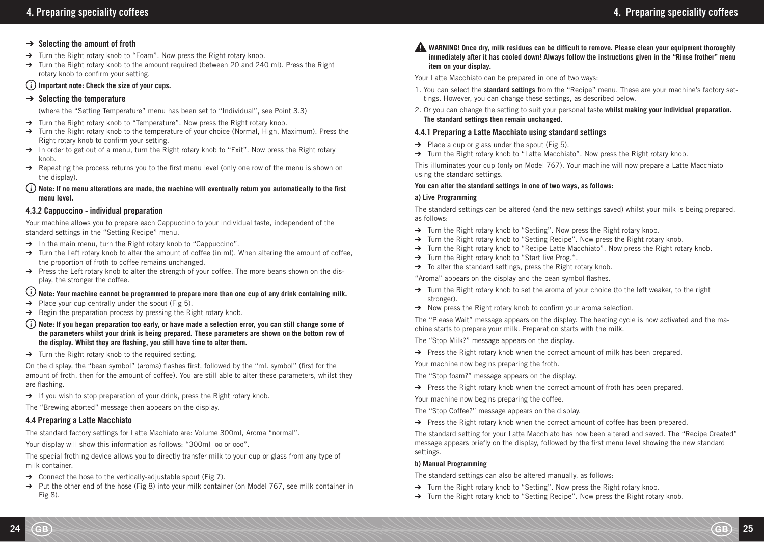- ➔ **Selecting the amount of froth**
- ➔ Turn the Right rotary knob to "Foam". Now press the Right rotary knob.
- ➔ Turn the Right rotary knob to the amount required (between 20 and 240 ml). Press the Right rotary knob to confirm your setting.

ⓘ **Important note: Check the size of your cups.**

- ➔ **Selecting the temperature**

(where the "Setting Temperature" menu has been set to "Individual", see Point 3.3)

- ➔ Turn the Right rotary knob to "Temperature". Now press the Right rotary knob.
- ➔ Turn the Right rotary knob to the temperature of your choice (Normal, High, Maximum). Press the Right rotary knob to confirm your setting.
- ➔ In order to get out of a menu, turn the Right rotary knob to "Exit". Now press the Right rotary knob.
- ➔ Repeating the process returns you to the first menu level (only one row of the menu is shown on the display).

ⓘ **Note: If no menu alterations are made, the machine will eventually return you automatically to the first menu level.**

### 4.3.2 Cappuccino - individual preparation

Your machine allows you to prepare each Cappuccino to your individual taste, independent of the standard settings in the "Setting Recipe" menu.

- ➔ In the main menu, turn the Right rotary knob to "Cappuccino".
- ➔ Turn the Left rotary knob to alter the amount of coffee (in ml). When altering the amount of coffee, the proportion of froth to coffee remains unchanged.
- ➔ Press the Left rotary knob to alter the strength of your coffee. The more beans shown on the display, the stronger the coffee.

ⓘ **Note: Your machine cannot be programmed to prepare more than one cup of any drink containing milk.**

- ➔ Place your cup centrally under the spout (Fig 5).
- ➔ Begin the preparation process by pressing the Right rotary knob.

ⓘ **Note: If you began preparation too early, or have made a selection error, you can still change some of the parameters whilst your drink is being prepared. These parameters are shown on the bottom row of the display. Whilst they are flashing, you still have time to alter them.**

- ➔ Turn the Right rotary knob to the required setting.

On the display, the "bean symbol" (aroma) flashes first, followed by the "ml. symbol" (first for the amount of froth, then for the amount of coffee). You are still able to alter these parameters, whilst they are flashing.

- ➔ If you wish to stop preparation of your drink, press the Right rotary knob.

The "Brewing aborted" message then appears on the display.

### 4.4 Preparing a Latte Macchiato

The standard factory settings for Latte Machiato are: Volume 300ml, Aroma "normal".

Your display will show this information as follows: "300ml oo or ooo".

The special frothing device allows you to directly transfer milk to your cup or glass from any type of milk container.

- ➔ Connect the hose to the vertically-adjustable spout (Fig 7).
- ➔ Put the other end of the hose (Fig 8) into your milk container (on Model 767, see milk container in Fig 8).

⚠ **WARNING! Once dry, milk residues can be difficult to remove. Please clean your equipment thoroughly immediately after it has cooled down! Always follow the instructions given in the "Rinse frother" menu item on your display.**

Your Latte Macchiato can be prepared in one of two ways:

1. You can select the **standard settings** from the "Recipe" menu. These are your machine's factory settings. However, you can change these settings, as described below.
2. Or you can change the setting to suit your personal taste **whilst making your individual preparation. The standard settings then remain unchanged**.

### 4.4.1 Preparing a Latte Macchiato using standard settings

- ➔ Place a cup or glass under the spout (Fig 5).
- ➔ Turn the Right rotary knob to "Latte Macchiato". Now press the Right rotary knob.

This illuminates your cup (only on Model 767). Your machine will now prepare a Latte Macchiato using the standard settings.

**You can alter the standard settings in one of two ways, as follows:**

**a) Live Programming**

The standard settings can be altered (and the new settings saved) whilst your milk is being prepared, as follows:

- ➔ Turn the Right rotary knob to "Setting". Now press the Right rotary knob.
- ➔ Turn the Right rotary knob to "Setting Recipe". Now press the Right rotary knob.
- ➔ Turn the Right rotary knob to "Recipe Latte Macchiato". Now press the Right rotary knob.
- ➔ Turn the Right rotary knob to "Start live Prog.".
- ➔ To alter the standard settings, press the Right rotary knob.

"Aroma" appears on the display and the bean symbol flashes.

- ➔ Turn the Right rotary knob to set the aroma of your choice (to the left weaker, to the right stronger).
- ➔ Now press the Right rotary knob to confirm your aroma selection.

The "Please Wait" message appears on the display. The heating cycle is now activated and the machine starts to prepare your milk. Preparation starts with the milk.

The "Stop Milk?" message appears on the display.

- ➔ Press the Right rotary knob when the correct amount of milk has been prepared.

Your machine now begins preparing the froth.

The "Stop foam?" message appears on the display.

- ➔ Press the Right rotary knob when the correct amount of froth has been prepared.

Your machine now begins preparing the coffee.

The "Stop Coffee?" message appears on the display.

- ➔ Press the Right rotary knob when the correct amount of coffee has been prepared.

The standard setting for your Latte Macchiato has now been altered and saved. The "Recipe Created" message appears briefly on the display, followed by the first menu level showing the new standard settings.

**b) Manual Programming**

The standard settings can also be altered manually, as follows:

- ➔ Turn the Right rotary knob to "Setting". Now press the Right rotary knob.
- ➔ Turn the Right rotary knob to "Setting Recipe". Now press the Right rotary knob.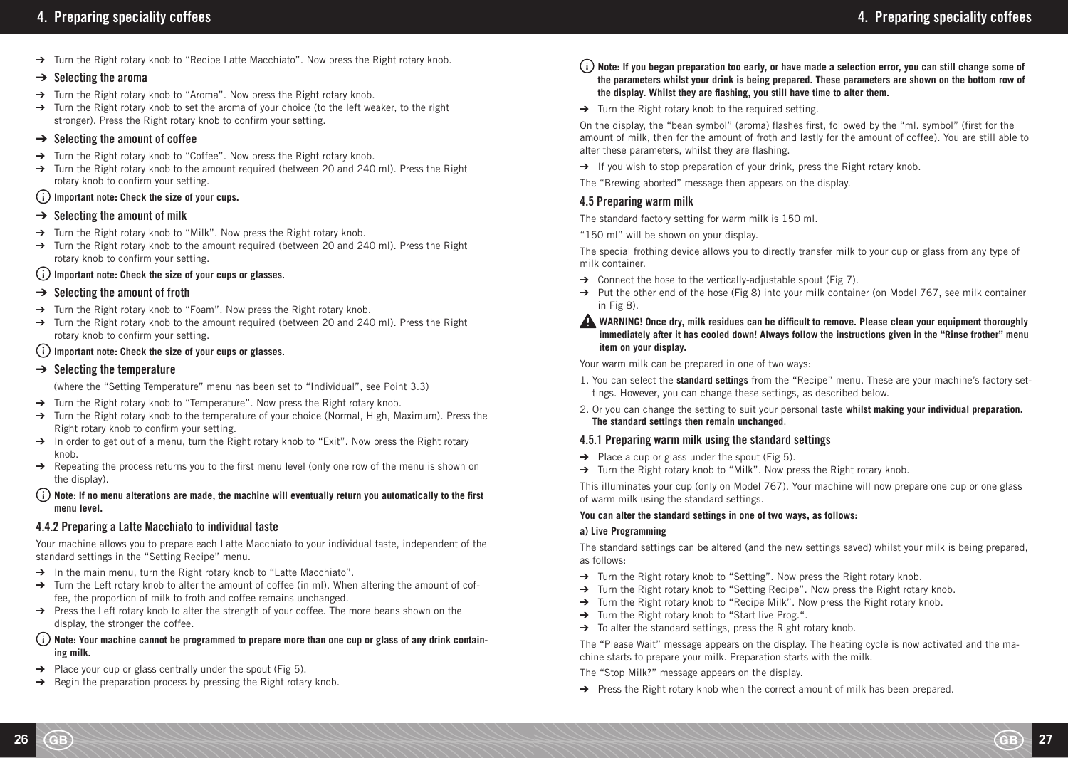➔ Turn the Right rotary knob to "Recipe Latte Macchiato". Now press the Right rotary knob.

### ➔ Selecting the aroma

➔ Turn the Right rotary knob to "Aroma". Now press the Right rotary knob.
➔ Turn the Right rotary knob to set the aroma of your choice (to the left weaker, to the right stronger). Press the Right rotary knob to confirm your setting.

### ➔ Selecting the amount of coffee

➔ Turn the Right rotary knob to "Coffee". Now press the Right rotary knob.
➔ Turn the Right rotary knob to the amount required (between 20 and 240 ml). Press the Right rotary knob to confirm your setting.

ⓘ **Important note: Check the size of your cups.**

### ➔ Selecting the amount of milk

➔ Turn the Right rotary knob to "Milk". Now press the Right rotary knob.
➔ Turn the Right rotary knob to the amount required (between 20 and 240 ml). Press the Right rotary knob to confirm your setting.

ⓘ **Important note: Check the size of your cups or glasses.**

### ➔ Selecting the amount of froth

➔ Turn the Right rotary knob to "Foam". Now press the Right rotary knob.
➔ Turn the Right rotary knob to the amount required (between 20 and 240 ml). Press the Right rotary knob to confirm your setting.

ⓘ **Important note: Check the size of your cups or glasses.**

### ➔ Selecting the temperature

(where the "Setting Temperature" menu has been set to "Individual", see Point 3.3)

➔ Turn the Right rotary knob to "Temperature". Now press the Right rotary knob.
➔ Turn the Right rotary knob to the temperature of your choice (Normal, High, Maximum). Press the Right rotary knob to confirm your setting.
➔ In order to get out of a menu, turn the Right rotary knob to "Exit". Now press the Right rotary knob.
➔ Repeating the process returns you to the first menu level (only one row of the menu is shown on the display).

ⓘ **Note: If no menu alterations are made, the machine will eventually return you automatically to the first menu level.**

### 4.4.2 Preparing a Latte Macchiato to individual taste

Your machine allows you to prepare each Latte Macchiato to your individual taste, independent of the standard settings in the "Setting Recipe" menu.

➔ In the main menu, turn the Right rotary knob to "Latte Macchiato".
➔ Turn the Left rotary knob to alter the amount of coffee (in ml). When altering the amount of coffee, the proportion of milk to froth and coffee remains unchanged.
➔ Press the Left rotary knob to alter the strength of your coffee. The more beans shown on the display, the stronger the coffee.

ⓘ **Note: Your machine cannot be programmed to prepare more than one cup or glass of any drink containing milk.**

➔ Place your cup or glass centrally under the spout (Fig 5).
➔ Begin the preparation process by pressing the Right rotary knob.

ⓘ **Note: If you began preparation too early, or have made a selection error, you can still change some of the parameters whilst your drink is being prepared. These parameters are shown on the bottom row of the display. Whilst they are flashing, you still have time to alter them.**

➔ Turn the Right rotary knob to the required setting.

On the display, the "bean symbol" (aroma) flashes first, followed by the "ml. symbol" (first for the amount of milk, then for the amount of froth and lastly for the amount of coffee). You are still able to alter these parameters, whilst they are flashing.

➔ If you wish to stop preparation of your drink, press the Right rotary knob.

The "Brewing aborted" message then appears on the display.

### 4.5 Preparing warm milk

The standard factory setting for warm milk is 150 ml.

"150 ml" will be shown on your display.

The special frothing device allows you to directly transfer milk to your cup or glass from any type of milk container.

➔ Connect the hose to the vertically-adjustable spout (Fig 7).
➔ Put the other end of the hose (Fig 8) into your milk container (on Model 767, see milk container in Fig 8).

⚠ **WARNING! Once dry, milk residues can be difficult to remove. Please clean your equipment thoroughly immediately after it has cooled down! Always follow the instructions given in the "Rinse frother" menu item on your display.**

Your warm milk can be prepared in one of two ways:

1. You can select the **standard settings** from the "Recipe" menu. These are your machine's factory settings. However, you can change these settings, as described below.
2. Or you can change the setting to suit your personal taste **whilst making your individual preparation. The standard settings then remain unchanged**.

### 4.5.1 Preparing warm milk using the standard settings

➔ Place a cup or glass under the spout (Fig 5).
➔ Turn the Right rotary knob to "Milk". Now press the Right rotary knob.

This illuminates your cup (only on Model 767). Your machine will now prepare one cup or one glass of warm milk using the standard settings.

**You can alter the standard settings in one of two ways, as follows:**

**a) Live Programming**

The standard settings can be altered (and the new settings saved) whilst your milk is being prepared, as follows:

➔ Turn the Right rotary knob to "Setting". Now press the Right rotary knob.
➔ Turn the Right rotary knob to "Setting Recipe". Now press the Right rotary knob.
➔ Turn the Right rotary knob to "Recipe Milk". Now press the Right rotary knob.
➔ Turn the Right rotary knob to "Start live Prog.".
➔ To alter the standard settings, press the Right rotary knob.

The "Please Wait" message appears on the display. The heating cycle is now activated and the machine starts to prepare your milk. Preparation starts with the milk.

The "Stop Milk?" message appears on the display.

➔ Press the Right rotary knob when the correct amount of milk has been prepared.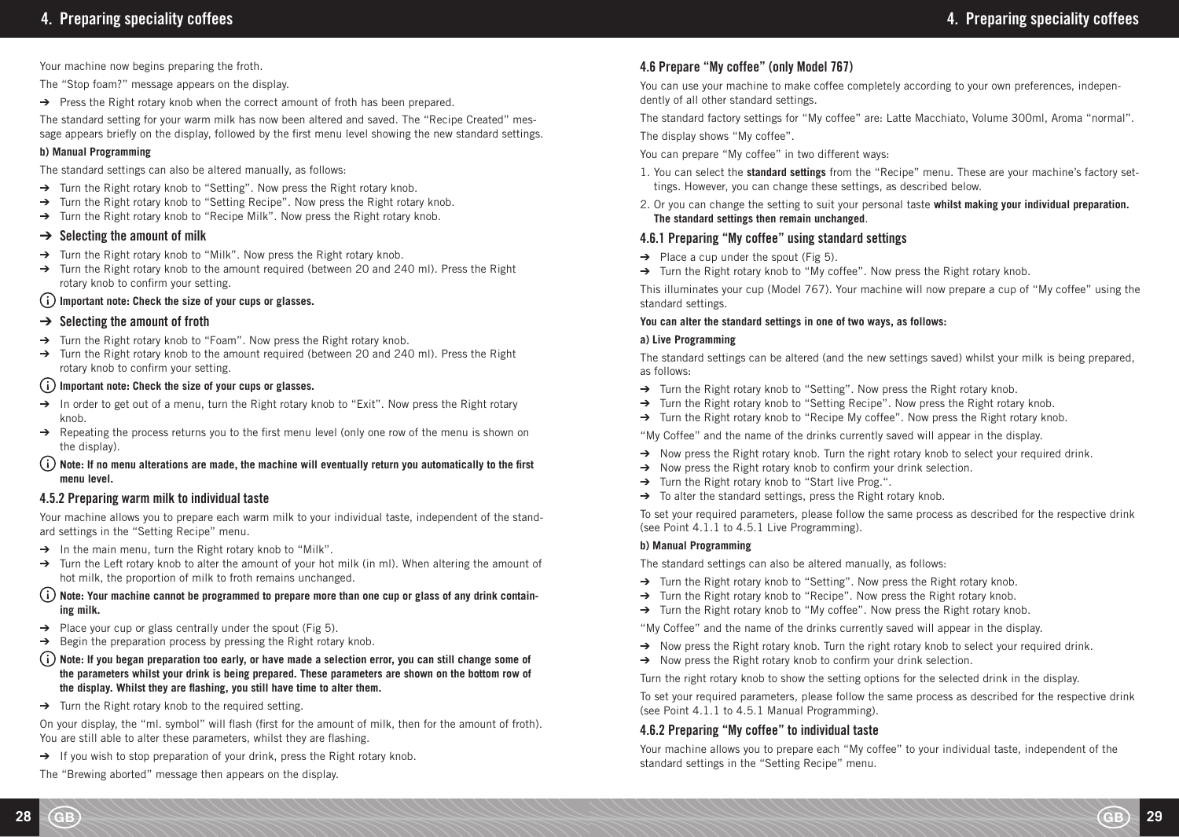Your machine now begins preparing the froth.

The “Stop foam?” message appears on the display.

→ Press the Right rotary knob when the correct amount of froth has been prepared.

The standard setting for your warm milk has now been altered and saved. The “Recipe Created” message appears briefly on the display, followed by the first menu level showing the new standard settings.

**b) Manual Programming**

The standard settings can also be altered manually, as follows:

→ Turn the Right rotary knob to “Setting”. Now press the Right rotary knob.
→ Turn the Right rotary knob to “Setting Recipe”. Now press the Right rotary knob.
→ Turn the Right rotary knob to “Recipe Milk”. Now press the Right rotary knob.

### → Selecting the amount of milk

→ Turn the Right rotary knob to “Milk”. Now press the Right rotary knob.
→ Turn the Right rotary knob to the amount required (between 20 and 240 ml). Press the Right rotary knob to confirm your setting.

**Important note: Check the size of your cups or glasses.**

### → Selecting the amount of froth

→ Turn the Right rotary knob to “Foam”. Now press the Right rotary knob.
→ Turn the Right rotary knob to the amount required (between 20 and 240 ml). Press the Right rotary knob to confirm your setting.

**Important note: Check the size of your cups or glasses.**

→ In order to get out of a menu, turn the Right rotary knob to “Exit”. Now press the Right rotary knob.
→ Repeating the process returns you to the first menu level (only one row of the menu is shown on the display).

**Note: If no menu alterations are made, the machine will eventually return you automatically to the first menu level.**

### 4.5.2 Preparing warm milk to individual taste

Your machine allows you to prepare each warm milk to your individual taste, independent of the standard settings in the “Setting Recipe” menu.

→ In the main menu, turn the Right rotary knob to “Milk”.
→ Turn the Left rotary knob to alter the amount of your hot milk (in ml). When altering the amount of hot milk, the proportion of milk to froth remains unchanged.

**Note: Your machine cannot be programmed to prepare more than one cup or glass of any drink containing milk.**

→ Place your cup or glass centrally under the spout (Fig 5).
→ Begin the preparation process by pressing the Right rotary knob.

**Note: If you began preparation too early, or have made a selection error, you can still change some of the parameters whilst your drink is being prepared. These parameters are shown on the bottom row of the display. Whilst they are flashing, you still have time to alter them.**

→ Turn the Right rotary knob to the required setting.

On your display, the “ml. symbol” will flash (first for the amount of milk, then for the amount of froth). You are still able to alter these parameters, whilst they are flashing.

→ If you wish to stop preparation of your drink, press the Right rotary knob.

The “Brewing aborted” message then appears on the display.

### 4.6 Prepare “My coffee” (only Model 767)

You can use your machine to make coffee completely according to your own preferences, independently of all other standard settings.

The standard factory settings for “My coffee” are: Latte Macchiato, Volume 300ml, Aroma “normal”.

The display shows “My coffee”.

You can prepare “My coffee” in two different ways:

1. You can select the **standard settings** from the “Recipe” menu. These are your machine’s factory settings. However, you can change these settings, as described below.
2. Or you can change the setting to suit your personal taste **whilst making your individual preparation. The standard settings then remain unchanged**.

### 4.6.1 Preparing “My coffee” using standard settings

→ Place a cup under the spout (Fig 5).
→ Turn the Right rotary knob to “My coffee”. Now press the Right rotary knob.

This illuminates your cup (Model 767). Your machine will now prepare a cup of “My coffee” using the standard settings.

**You can alter the standard settings in one of two ways, as follows:**

**a) Live Programming**

The standard settings can be altered (and the new settings saved) whilst your milk is being prepared, as follows:

→ Turn the Right rotary knob to “Setting”. Now press the Right rotary knob.
→ Turn the Right rotary knob to “Setting Recipe”. Now press the Right rotary knob.
→ Turn the Right rotary knob to “Recipe My coffee”. Now press the Right rotary knob.

“My Coffee” and the name of the drinks currently saved will appear in the display.

→ Now press the Right rotary knob. Turn the right rotary knob to select your required drink.
→ Now press the Right rotary knob to confirm your drink selection.
→ Turn the Right rotary knob to “Start live Prog.“.
→ To alter the standard settings, press the Right rotary knob.

To set your required parameters, please follow the same process as described for the respective drink (see Point 4.1.1 to 4.5.1 Live Programming).

**b) Manual Programming**

The standard settings can also be altered manually, as follows:

→ Turn the Right rotary knob to “Setting”. Now press the Right rotary knob.
→ Turn the Right rotary knob to “Recipe”. Now press the Right rotary knob.
→ Turn the Right rotary knob to “My coffee”. Now press the Right rotary knob.

“My Coffee” and the name of the drinks currently saved will appear in the display.

→ Now press the Right rotary knob. Turn the right rotary knob to select your required drink.
→ Now press the Right rotary knob to confirm your drink selection.

Turn the right rotary knob to show the setting options for the selected drink in the display.

To set your required parameters, please follow the same process as described for the respective drink (see Point 4.1.1 to 4.5.1 Manual Programming).

### 4.6.2 Preparing “My coffee” to individual taste

Your machine allows you to prepare each “My coffee” to your individual taste, independent of the standard settings in the “Setting Recipe” menu.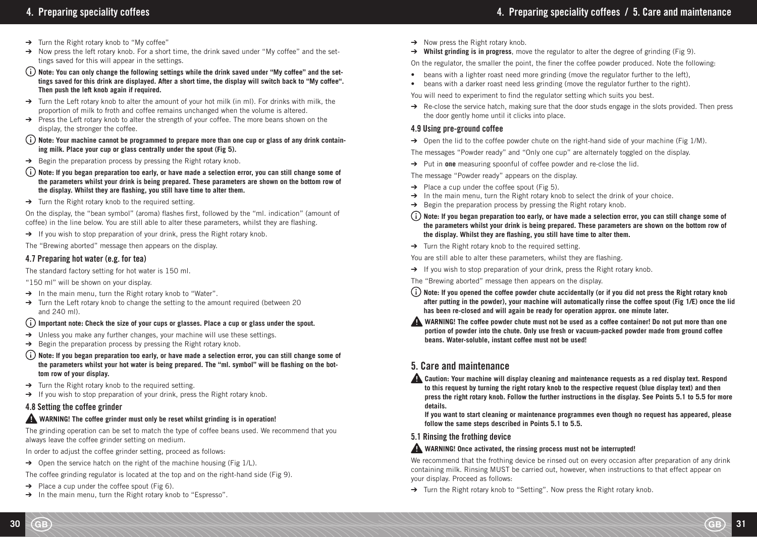- ➔ Turn the Right rotary knob to "My coffee"
- ➔ Now press the left rotary knob. For a short time, the drink saved under "My coffee" and the settings saved for this will appear in the settings.

ⓘ **Note: You can only change the following settings while the drink saved under "My coffee" and the settings saved for this drink are displayed. After a short time, the display will switch back to "My coffee". Then push the left knob again if required.**

- ➔ Turn the Left rotary knob to alter the amount of your hot milk (in ml). For drinks with milk, the proportion of milk to froth and coffee remains unchanged when the volume is altered.
- ➔ Press the Left rotary knob to alter the strength of your coffee. The more beans shown on the display, the stronger the coffee.

ⓘ **Note: Your machine cannot be programmed to prepare more than one cup or glass of any drink containing milk. Place your cup or glass centrally under the spout (Fig 5).**

- ➔ Begin the preparation process by pressing the Right rotary knob.

ⓘ **Note: If you began preparation too early, or have made a selection error, you can still change some of the parameters whilst your drink is being prepared. These parameters are shown on the bottom row of the display. Whilst they are flashing, you still have time to alter them.**

- ➔ Turn the Right rotary knob to the required setting.

On the display, the "bean symbol" (aroma) flashes first, followed by the "ml. indication" (amount of coffee) in the line below. You are still able to alter these parameters, whilst they are flashing.

- ➔ If you wish to stop preparation of your drink, press the Right rotary knob.

The "Brewing aborted" message then appears on the display.

### 4.7 Preparing hot water (e.g. for tea)

The standard factory setting for hot water is 150 ml.

"150 ml" will be shown on your display.

- ➔ In the main menu, turn the Right rotary knob to "Water".
- ➔ Turn the Left rotary knob to change the setting to the amount required (between 20 and 240 ml).

ⓘ **Important note: Check the size of your cups or glasses. Place a cup or glass under the spout.**

- ➔ Unless you make any further changes, your machine will use these settings.
- ➔ Begin the preparation process by pressing the Right rotary knob.

ⓘ **Note: If you began preparation too early, or have made a selection error, you can still change some of the parameters whilst your hot water is being prepared. The "ml. symbol" will be flashing on the bottom row of your display.**

- ➔ Turn the Right rotary knob to the required setting.
- ➔ If you wish to stop preparation of your drink, press the Right rotary knob.

### 4.8 Setting the coffee grinder

⚠ **WARNING! The coffee grinder must only be reset whilst grinding is in operation!**

The grinding operation can be set to match the type of coffee beans used. We recommend that you always leave the coffee grinder setting on medium.

In order to adjust the coffee grinder setting, proceed as follows:

- ➔ Open the service hatch on the right of the machine housing (Fig 1/L).

The coffee grinding regulator is located at the top and on the right-hand side (Fig 9).

- ➔ Place a cup under the coffee spout (Fig 6).
- ➔ In the main menu, turn the Right rotary knob to "Espresso".
- ➔ Now press the Right rotary knob.
- ➔ **Whilst grinding is in progress**, move the regulator to alter the degree of grinding (Fig 9).

On the regulator, the smaller the point, the finer the coffee powder produced. Note the following:

- beans with a lighter roast need more grinding (move the regulator further to the left),
- beans with a darker roast need less grinding (move the regulator further to the right).

You will need to experiment to find the regulator setting which suits you best.

- ➔ Re-close the service hatch, making sure that the door studs engage in the slots provided. Then press the door gently home until it clicks into place.

### 4.9 Using pre-ground coffee

- ➔ Open the lid to the coffee powder chute on the right-hand side of your machine (Fig 1/M).

The messages "Powder ready" and "Only one cup" are alternately toggled on the display.

- ➔ Put in **one** measuring spoonful of coffee powder and re-close the lid.

The message "Powder ready" appears on the display.

- ➔ Place a cup under the coffee spout (Fig 5).
- ➔ In the main menu, turn the Right rotary knob to select the drink of your choice.
- ➔ Begin the preparation process by pressing the Right rotary knob.

ⓘ **Note: If you began preparation too early, or have made a selection error, you can still change some of the parameters whilst your drink is being prepared. These parameters are shown on the bottom row of the display. Whilst they are flashing, you still have time to alter them.**

- ➔ Turn the Right rotary knob to the required setting.

You are still able to alter these parameters, whilst they are flashing.

- ➔ If you wish to stop preparation of your drink, press the Right rotary knob.

The "Brewing aborted" message then appears on the display.

ⓘ **Note: If you opened the coffee powder chute accidentally (or if you did not press the Right rotary knob after putting in the powder), your machine will automatically rinse the coffee spout (Fig 1/E) once the lid has been re-closed and will again be ready for operation approx. one minute later.**

⚠ **WARNING! The coffee powder chute must not be used as a coffee container! Do not put more than one portion of powder into the chute. Only use fresh or vacuum-packed powder made from ground coffee beans. Water-soluble, instant coffee must not be used!**

## 5. Care and maintenance

⚠ **Caution: Your machine will display cleaning and maintenance requests as a red display text. Respond to this request by turning the right rotary knob to the respective request (blue display text) and then press the right rotary knob. Follow the further instructions in the display. See Points 5.1 to 5.5 for more details.**
**If you want to start cleaning or maintenance programmes even though no request has appeared, please follow the same steps described in Points 5.1 to 5.5.**

### 5.1 Rinsing the frothing device

⚠ **WARNING! Once activated, the rinsing process must not be interrupted!**

We recommend that the frothing device be rinsed out on every occasion after preparation of any drink containing milk. Rinsing MUST be carried out, however, when instructions to that effect appear on your display. Proceed as follows:

- ➔ Turn the Right rotary knob to "Setting". Now press the Right rotary knob.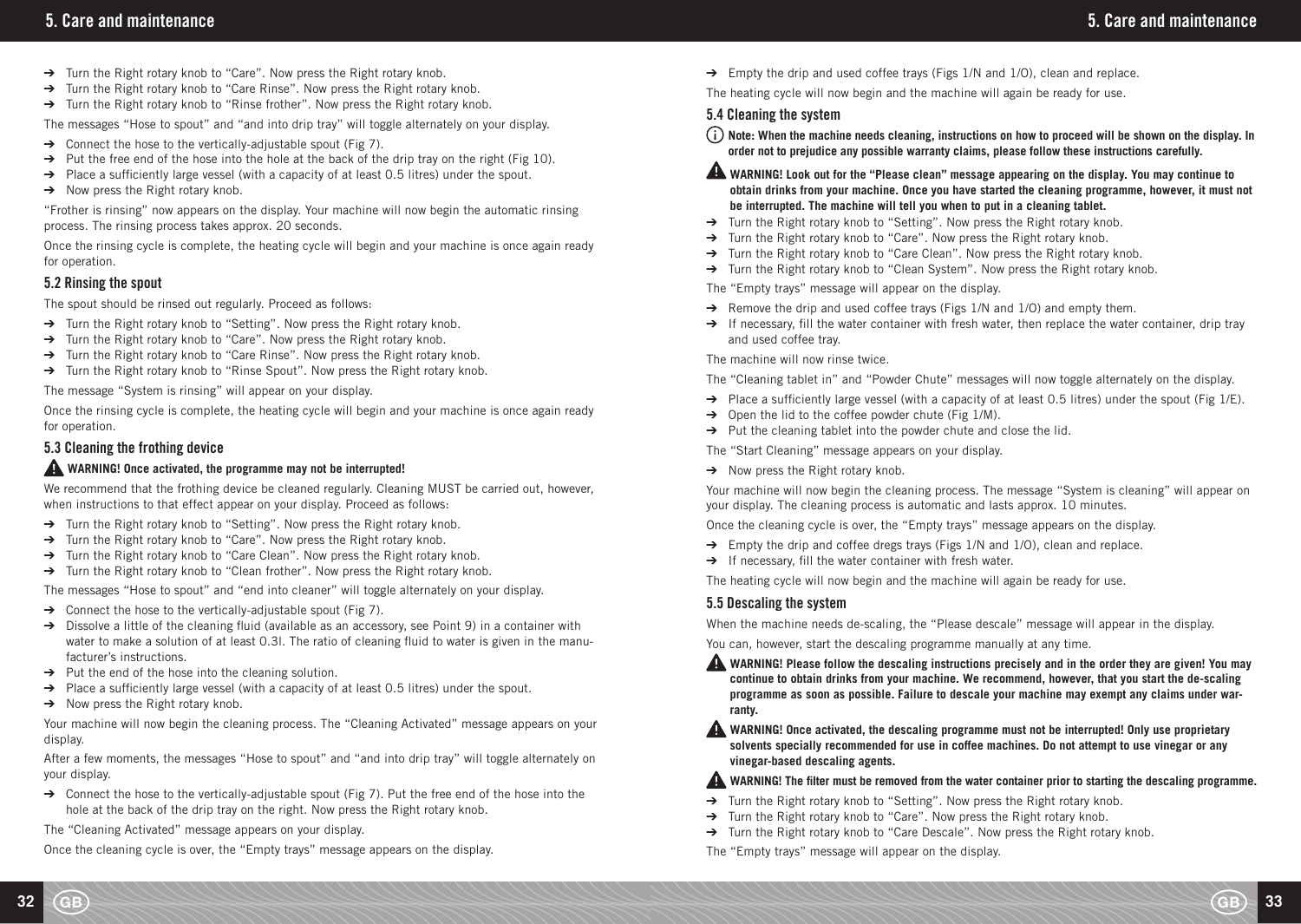- ➔ Turn the Right rotary knob to "Care". Now press the Right rotary knob.
- ➔ Turn the Right rotary knob to "Care Rinse". Now press the Right rotary knob.
- ➔ Turn the Right rotary knob to "Rinse frother". Now press the Right rotary knob.

The messages "Hose to spout" and "and into drip tray" will toggle alternately on your display.

- ➔ Connect the hose to the vertically-adjustable spout (Fig 7).
- ➔ Put the free end of the hose into the hole at the back of the drip tray on the right (Fig 10).
- ➔ Place a sufficiently large vessel (with a capacity of at least 0.5 litres) under the spout.
- ➔ Now press the Right rotary knob.

"Frother is rinsing" now appears on the display. Your machine will now begin the automatic rinsing process. The rinsing process takes approx. 20 seconds.

Once the rinsing cycle is complete, the heating cycle will begin and your machine is once again ready for operation.

### 5.2 Rinsing the spout

The spout should be rinsed out regularly. Proceed as follows:

- ➔ Turn the Right rotary knob to "Setting". Now press the Right rotary knob.
- ➔ Turn the Right rotary knob to "Care". Now press the Right rotary knob.
- ➔ Turn the Right rotary knob to "Care Rinse". Now press the Right rotary knob.
- ➔ Turn the Right rotary knob to "Rinse Spout". Now press the Right rotary knob.

The message "System is rinsing" will appear on your display.

Once the rinsing cycle is complete, the heating cycle will begin and your machine is once again ready for operation.

### 5.3 Cleaning the frothing device

**WARNING! Once activated, the programme may not be interrupted!**

We recommend that the frothing device be cleaned regularly. Cleaning MUST be carried out, however, when instructions to that effect appear on your display. Proceed as follows:

- ➔ Turn the Right rotary knob to "Setting". Now press the Right rotary knob.
- ➔ Turn the Right rotary knob to "Care". Now press the Right rotary knob.
- ➔ Turn the Right rotary knob to "Care Clean". Now press the Right rotary knob.
- ➔ Turn the Right rotary knob to "Clean frother". Now press the Right rotary knob.

The messages "Hose to spout" and "end into cleaner" will toggle alternately on your display.

- ➔ Connect the hose to the vertically-adjustable spout (Fig 7).
- ➔ Dissolve a little of the cleaning fluid (available as an accessory, see Point 9) in a container with water to make a solution of at least 0.3l. The ratio of cleaning fluid to water is given in the manufacturer's instructions.
- ➔ Put the end of the hose into the cleaning solution.
- ➔ Place a sufficiently large vessel (with a capacity of at least 0.5 litres) under the spout.
- ➔ Now press the Right rotary knob.

Your machine will now begin the cleaning process. The "Cleaning Activated" message appears on your display.

After a few moments, the messages "Hose to spout" and "and into drip tray" will toggle alternately on your display.

- ➔ Connect the hose to the vertically-adjustable spout (Fig 7). Put the free end of the hose into the hole at the back of the drip tray on the right. Now press the Right rotary knob.

The "Cleaning Activated" message appears on your display.

Once the cleaning cycle is over, the "Empty trays" message appears on the display.

- ➔ Empty the drip and used coffee trays (Figs 1/N and 1/O), clean and replace.

The heating cycle will now begin and the machine will again be ready for use.

### 5.4 Cleaning the system

**Note: When the machine needs cleaning, instructions on how to proceed will be shown on the display. In order not to prejudice any possible warranty claims, please follow these instructions carefully.**

**WARNING! Look out for the "Please clean" message appearing on the display. You may continue to obtain drinks from your machine. Once you have started the cleaning programme, however, it must not be interrupted. The machine will tell you when to put in a cleaning tablet.**

- ➔ Turn the Right rotary knob to "Setting". Now press the Right rotary knob.
- ➔ Turn the Right rotary knob to "Care". Now press the Right rotary knob.
- ➔ Turn the Right rotary knob to "Care Clean". Now press the Right rotary knob.
- ➔ Turn the Right rotary knob to "Clean System". Now press the Right rotary knob.

The "Empty trays" message will appear on the display.

- ➔ Remove the drip and used coffee trays (Figs 1/N and 1/O) and empty them.
- ➔ If necessary, fill the water container with fresh water, then replace the water container, drip tray and used coffee tray.

The machine will now rinse twice.

The "Cleaning tablet in" and "Powder Chute" messages will now toggle alternately on the display.

- ➔ Place a sufficiently large vessel (with a capacity of at least 0.5 litres) under the spout (Fig 1/E).
- ➔ Open the lid to the coffee powder chute (Fig 1/M).
- ➔ Put the cleaning tablet into the powder chute and close the lid.

The "Start Cleaning" message appears on your display.

- ➔ Now press the Right rotary knob.

Your machine will now begin the cleaning process. The message "System is cleaning" will appear on your display. The cleaning process is automatic and lasts approx. 10 minutes.

Once the cleaning cycle is over, the "Empty trays" message appears on the display.

- ➔ Empty the drip and coffee dregs trays (Figs 1/N and 1/O), clean and replace.
- ➔ If necessary, fill the water container with fresh water.

The heating cycle will now begin and the machine will again be ready for use.

### 5.5 Descaling the system

When the machine needs de-scaling, the "Please descale" message will appear in the display.

You can, however, start the descaling programme manually at any time.

**WARNING! Please follow the descaling instructions precisely and in the order they are given! You may continue to obtain drinks from your machine. We recommend, however, that you start the de-scaling programme as soon as possible. Failure to descale your machine may exempt any claims under warranty.**

**WARNING! Once activated, the descaling programme must not be interrupted! Only use proprietary solvents specially recommended for use in coffee machines. Do not attempt to use vinegar or any vinegar-based descaling agents.**

**WARNING! The filter must be removed from the water container prior to starting the descaling programme.**

- ➔ Turn the Right rotary knob to "Setting". Now press the Right rotary knob.
- ➔ Turn the Right rotary knob to "Care". Now press the Right rotary knob.
- ➔ Turn the Right rotary knob to "Care Descale". Now press the Right rotary knob.

The "Empty trays" message will appear on the display.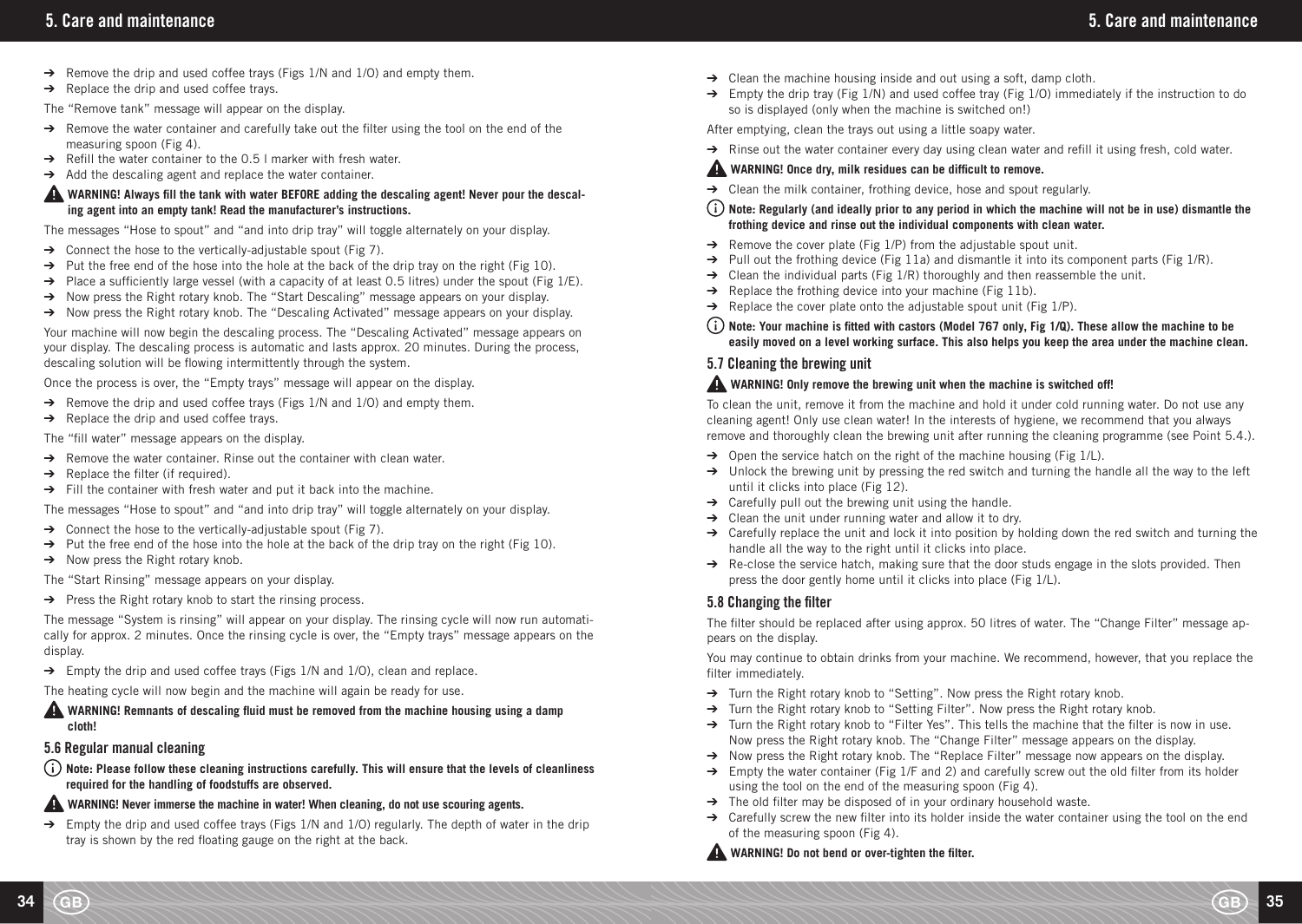- ➔ Remove the drip and used coffee trays (Figs 1/N and 1/O) and empty them.
- ➔ Replace the drip and used coffee trays.

The “Remove tank” message will appear on the display.

- ➔ Remove the water container and carefully take out the filter using the tool on the end of the measuring spoon (Fig 4).
- ➔ Refill the water container to the 0.5 l marker with fresh water.
- ➔ Add the descaling agent and replace the water container.

⚠ **WARNING! Always fill the tank with water BEFORE adding the descaling agent! Never pour the descaling agent into an empty tank! Read the manufacturer’s instructions.**

The messages “Hose to spout” and “and into drip tray” will toggle alternately on your display.

- ➔ Connect the hose to the vertically-adjustable spout (Fig 7).
- ➔ Put the free end of the hose into the hole at the back of the drip tray on the right (Fig 10).
- ➔ Place a sufficiently large vessel (with a capacity of at least 0.5 litres) under the spout (Fig 1/E).
- ➔ Now press the Right rotary knob. The “Start Descaling” message appears on your display.
- ➔ Now press the Right rotary knob. The “Descaling Activated” message appears on your display.

Your machine will now begin the descaling process. The “Descaling Activated” message appears on your display. The descaling process is automatic and lasts approx. 20 minutes. During the process, descaling solution will be flowing intermittently through the system.

Once the process is over, the “Empty trays” message will appear on the display.

- ➔ Remove the drip and used coffee trays (Figs 1/N and 1/O) and empty them.
- ➔ Replace the drip and used coffee trays.

The “fill water” message appears on the display.

- ➔ Remove the water container. Rinse out the container with clean water.
- ➔ Replace the filter (if required).
- ➔ Fill the container with fresh water and put it back into the machine.

The messages “Hose to spout” and “and into drip tray” will toggle alternately on your display.

- ➔ Connect the hose to the vertically-adjustable spout (Fig 7).
- ➔ Put the free end of the hose into the hole at the back of the drip tray on the right (Fig 10).
- ➔ Now press the Right rotary knob.

The “Start Rinsing” message appears on your display.

- ➔ Press the Right rotary knob to start the rinsing process.

The message “System is rinsing” will appear on your display. The rinsing cycle will now run automatically for approx. 2 minutes. Once the rinsing cycle is over, the “Empty trays” message appears on the display.

- ➔ Empty the drip and used coffee trays (Figs 1/N and 1/O), clean and replace.

The heating cycle will now begin and the machine will again be ready for use.

⚠ **WARNING! Remnants of descaling fluid must be removed from the machine housing using a damp cloth!**

### 5.6 Regular manual cleaning

ⓘ **Note: Please follow these cleaning instructions carefully. This will ensure that the levels of cleanliness required for the handling of foodstuffs are observed.**

⚠ **WARNING! Never immerse the machine in water! When cleaning, do not use scouring agents.**

- ➔ Empty the drip and used coffee trays (Figs 1/N and 1/O) regularly. The depth of water in the drip tray is shown by the red floating gauge on the right at the back.
- ➔ Clean the machine housing inside and out using a soft, damp cloth.
- ➔ Empty the drip tray (Fig 1/N) and used coffee tray (Fig 1/O) immediately if the instruction to do so is displayed (only when the machine is switched on!)

After emptying, clean the trays out using a little soapy water.

- ➔ Rinse out the water container every day using clean water and refill it using fresh, cold water.

⚠ **WARNING! Once dry, milk residues can be difficult to remove.**

- ➔ Clean the milk container, frothing device, hose and spout regularly.

ⓘ **Note: Regularly (and ideally prior to any period in which the machine will not be in use) dismantle the frothing device and rinse out the individual components with clean water.**

- ➔ Remove the cover plate (Fig 1/P) from the adjustable spout unit.
- ➔ Pull out the frothing device (Fig 11a) and dismantle it into its component parts (Fig 1/R).
- ➔ Clean the individual parts (Fig 1/R) thoroughly and then reassemble the unit.
- ➔ Replace the frothing device into your machine (Fig 11b).
- ➔ Replace the cover plate onto the adjustable spout unit (Fig 1/P).

ⓘ **Note: Your machine is fitted with castors (Model 767 only, Fig 1/Q). These allow the machine to be easily moved on a level working surface. This also helps you keep the area under the machine clean.**

### 5.7 Cleaning the brewing unit

⚠ **WARNING! Only remove the brewing unit when the machine is switched off!**

To clean the unit, remove it from the machine and hold it under cold running water. Do not use any cleaning agent! Only use clean water! In the interests of hygiene, we recommend that you always remove and thoroughly clean the brewing unit after running the cleaning programme (see Point 5.4.).

- ➔ Open the service hatch on the right of the machine housing (Fig 1/L).
- ➔ Unlock the brewing unit by pressing the red switch and turning the handle all the way to the left until it clicks into place (Fig 12).
- ➔ Carefully pull out the brewing unit using the handle.
- ➔ Clean the unit under running water and allow it to dry.
- ➔ Carefully replace the unit and lock it into position by holding down the red switch and turning the handle all the way to the right until it clicks into place.
- ➔ Re-close the service hatch, making sure that the door studs engage in the slots provided. Then press the door gently home until it clicks into place (Fig 1/L).

### 5.8 Changing the filter

The filter should be replaced after using approx. 50 litres of water. The “Change Filter” message appears on the display.

You may continue to obtain drinks from your machine. We recommend, however, that you replace the filter immediately.

- ➔ Turn the Right rotary knob to “Setting”. Now press the Right rotary knob.
- ➔ Turn the Right rotary knob to “Setting Filter”. Now press the Right rotary knob.
- ➔ Turn the Right rotary knob to “Filter Yes”. This tells the machine that the filter is now in use. Now press the Right rotary knob. The “Change Filter” message appears on the display.
- ➔ Now press the Right rotary knob. The “Replace Filter” message now appears on the display.
- ➔ Empty the water container (Fig 1/F and 2) and carefully screw out the old filter from its holder using the tool on the end of the measuring spoon (Fig 4).
- ➔ The old filter may be disposed of in your ordinary household waste.
- ➔ Carefully screw the new filter into its holder inside the water container using the tool on the end of the measuring spoon (Fig 4).

⚠ **WARNING! Do not bend or over-tighten the filter.**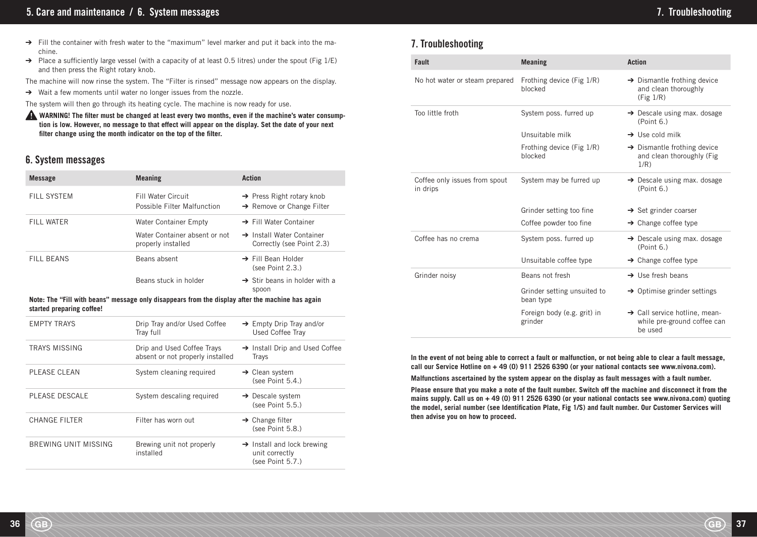- ➔ Fill the container with fresh water to the "maximum" level marker and put it back into the machine.
- ➔ Place a sufficiently large vessel (with a capacity of at least 0.5 litres) under the spout (Fig 1/E) and then press the Right rotary knob.

The machine will now rinse the system. The "Filter is rinsed" message now appears on the display.

- ➔ Wait a few moments until water no longer issues from the nozzle.

The system will then go through its heating cycle. The machine is now ready for use.

⚠ **WARNING! The filter must be changed at least every two months, even if the machine's water consumption is low. However, no message to that effect will appear on the display. Set the date of your next filter change using the month indicator on the top of the filter.**

## 6. System messages

| Message | Meaning | Action |
|---|---|---|
| FILL SYSTEM | Fill Water Circuit<br>Possible Filter Malfunction | ➔ Press Right rotary knob<br>➔ Remove or Change Filter |
| FILL WATER | Water Container Empty | ➔ Fill Water Container |
| | Water Container absent or not properly installed | ➔ Install Water Container Correctly (see Point 2.3) |
| FILL BEANS | Beans absent | ➔ Fill Bean Holder (see Point 2.3.) |
| | Beans stuck in holder | ➔ Stir beans in holder with a spoon |
| **Note: The "Fill with beans" message only disappears from the display after the machine has again started preparing coffee!** | | |
| EMPTY TRAYS | Drip Tray and/or Used Coffee Tray full | ➔ Empty Drip Tray and/or Used Coffee Tray |
| TRAYS MISSING | Drip and Used Coffee Trays absent or not properly installed | ➔ Install Drip and Used Coffee Trays |
| PLEASE CLEAN | System cleaning required | ➔ Clean system (see Point 5.4.) |
| PLEASE DESCALE | System descaling required | ➔ Descale system (see Point 5.5.) |
| CHANGE FILTER | Filter has worn out | ➔ Change filter (see Point 5.8.) |
| BREWING UNIT MISSING | Brewing unit not properly installed | ➔ Install and lock brewing unit correctly (see Point 5.7.) |

## 7. Troubleshooting

| Fault | Meaning | Action |
|---|---|---|
| No hot water or steam prepared | Frothing device (Fig 1/R) blocked | ➔ Dismantle frothing device and clean thoroughly (Fig 1/R) |
| Too little froth | System poss. furred up | ➔ Descale using max. dosage (Point 6.) |
| | Unsuitable milk | ➔ Use cold milk |
| | Frothing device (Fig 1/R) blocked | ➔ Dismantle frothing device and clean thoroughly (Fig 1/R) |
| Coffee only issues from spout in drips | System may be furred up | ➔ Descale using max. dosage (Point 6.) |
| | Grinder setting too fine | ➔ Set grinder coarser |
| | Coffee powder too fine | ➔ Change coffee type |
| Coffee has no crema | System poss. furred up | ➔ Descale using max. dosage (Point 6.) |
| | Unsuitable coffee type | ➔ Change coffee type |
| Grinder noisy | Beans not fresh | ➔ Use fresh beans |
| | Grinder setting unsuited to bean type | ➔ Optimise grinder settings |
| | Foreign body (e.g. grit) in grinder | ➔ Call service hotline, meanwhile pre-ground coffee can be used |

**In the event of not being able to correct a fault or malfunction, or not being able to clear a fault message, call our Service Hotline on + 49 (O) 911 2526 6390 (or your national contacts see www.nivona.com).**

**Malfunctions ascertained by the system appear on the display as fault messages with a fault number.**

**Please ensure that you make a note of the fault number. Switch off the machine and disconnect it from the mains supply. Call us on + 49 (O) 911 2526 6390 (or your national contacts see www.nivona.com) quoting the model, serial number (see Identification Plate, Fig 1/S) and fault number. Our Customer Services will then advise you on how to proceed.**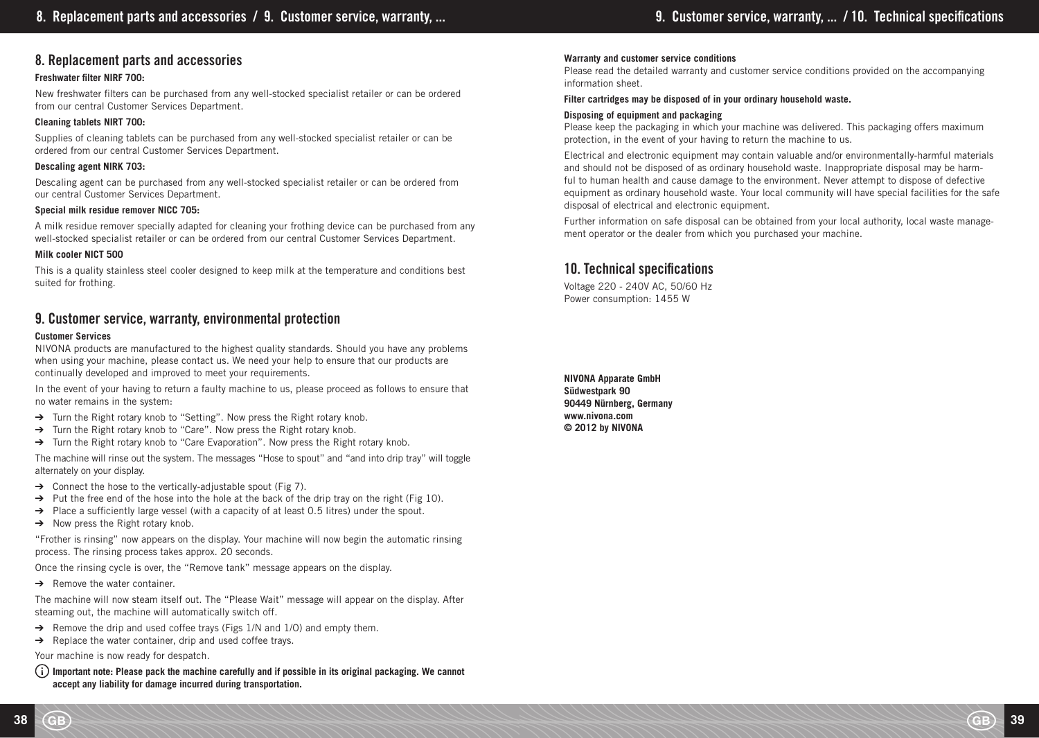## 8. Replacement parts and accessories

**Freshwater filter NIRF 700:**

New freshwater filters can be purchased from any well-stocked specialist retailer or can be ordered from our central Customer Services Department.

**Cleaning tablets NIRT 700:**

Supplies of cleaning tablets can be purchased from any well-stocked specialist retailer or can be ordered from our central Customer Services Department.

**Descaling agent NIRK 703:**

Descaling agent can be purchased from any well-stocked specialist retailer or can be ordered from our central Customer Services Department.

**Special milk residue remover NICC 705:**

A milk residue remover specially adapted for cleaning your frothing device can be purchased from any well-stocked specialist retailer or can be ordered from our central Customer Services Department.

**Milk cooler NICT 500**

This is a quality stainless steel cooler designed to keep milk at the temperature and conditions best suited for frothing.

## 9. Customer service, warranty, environmental protection

**Customer Services**

NIVONA products are manufactured to the highest quality standards. Should you have any problems when using your machine, please contact us. We need your help to ensure that our products are continually developed and improved to meet your requirements.

In the event of your having to return a faulty machine to us, please proceed as follows to ensure that no water remains in the system:

- ➔ Turn the Right rotary knob to “Setting”. Now press the Right rotary knob.
- ➔ Turn the Right rotary knob to “Care”. Now press the Right rotary knob.
- ➔ Turn the Right rotary knob to “Care Evaporation”. Now press the Right rotary knob.

The machine will rinse out the system. The messages “Hose to spout” and “and into drip tray” will toggle alternately on your display.

- ➔ Connect the hose to the vertically-adjustable spout (Fig 7).
- ➔ Put the free end of the hose into the hole at the back of the drip tray on the right (Fig 10).
- ➔ Place a sufficiently large vessel (with a capacity of at least 0.5 litres) under the spout.
- ➔ Now press the Right rotary knob.

“Frother is rinsing” now appears on the display. Your machine will now begin the automatic rinsing process. The rinsing process takes approx. 20 seconds.

Once the rinsing cycle is over, the “Remove tank” message appears on the display.

- ➔ Remove the water container.

The machine will now steam itself out. The “Please Wait” message will appear on the display. After steaming out, the machine will automatically switch off.

- ➔ Remove the drip and used coffee trays (Figs 1/N and 1/O) and empty them.
- ➔ Replace the water container, drip and used coffee trays.

Your machine is now ready for despatch.

**Important note: Please pack the machine carefully and if possible in its original packaging. We cannot accept any liability for damage incurred during transportation.**

**Warranty and customer service conditions**

Please read the detailed warranty and customer service conditions provided on the accompanying information sheet.

**Filter cartridges may be disposed of in your ordinary household waste.**

**Disposing of equipment and packaging**

Please keep the packaging in which your machine was delivered. This packaging offers maximum protection, in the event of your having to return the machine to us.

Electrical and electronic equipment may contain valuable and/or environmentally-harmful materials and should not be disposed of as ordinary household waste. Inappropriate disposal may be harmful to human health and cause damage to the environment. Never attempt to dispose of defective equipment as ordinary household waste. Your local community will have special facilities for the safe disposal of electrical and electronic equipment.

Further information on safe disposal can be obtained from your local authority, local waste management operator or the dealer from which you purchased your machine.

## 10. Technical specifications

Voltage 220 - 240V AC, 50/60 Hz
Power consumption: 1455 W

**NIVONA Apparate GmbH**
**Südwestpark 90**
**90449 Nürnberg, Germany**
**www.nivona.com**
**© 2012 by NIVONA**